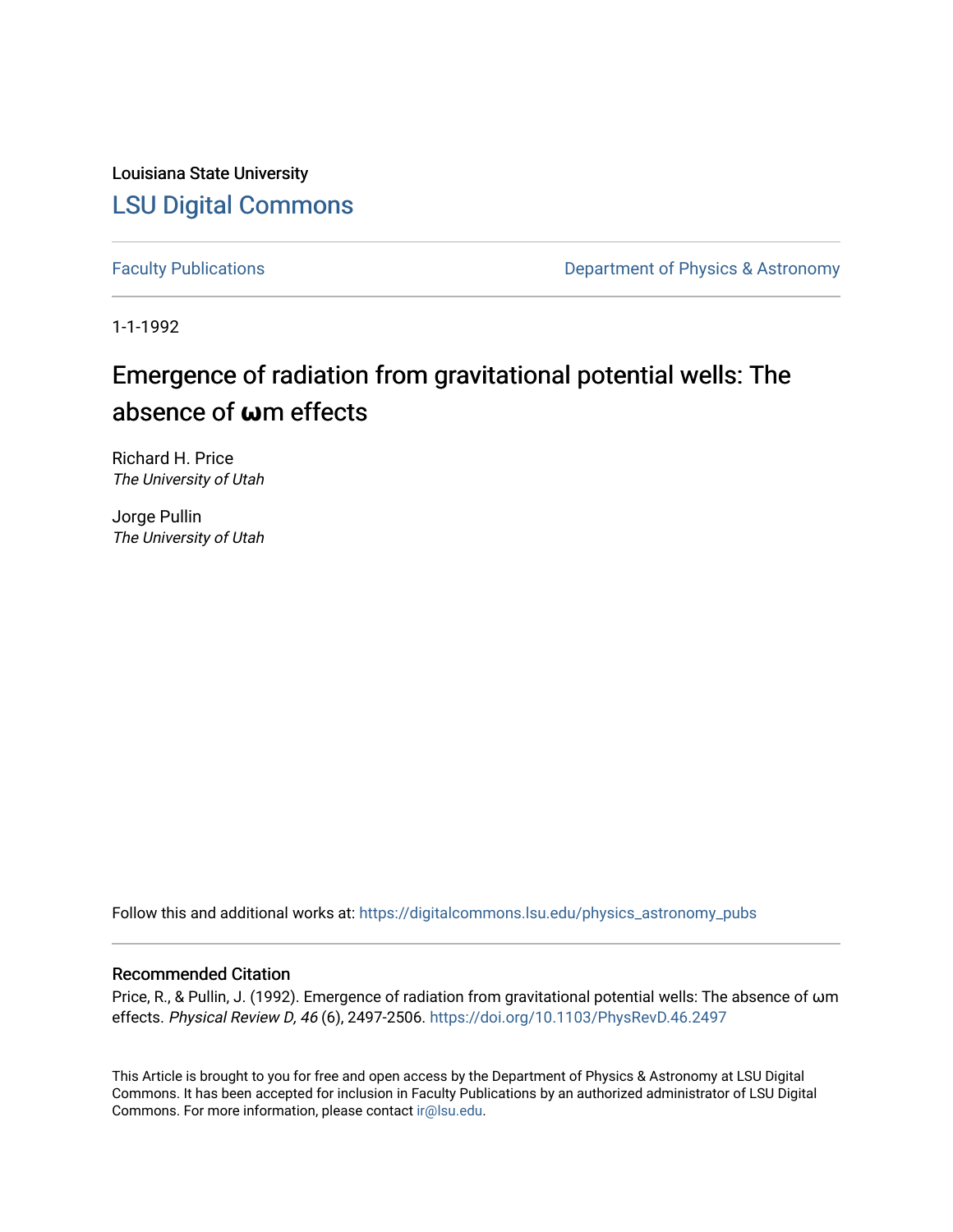Louisiana State University

# LSU Digital Commons

Faculty Publications | Department of Physics & Astronomy

1-1-1992

## Emergence of radiation from gravitational potential wells: The absence of ωm effects

Richard H. Price
*The University of Utah*

Jorge Pullin
*The University of Utah*

Follow this and additional works at: https://digitalcommons.lsu.edu/physics_astronomy_pubs

### Recommended Citation

Price, R., & Pullin, J. (1992). Emergence of radiation from gravitational potential wells: The absence of ωm effects. *Physical Review D, 46* (6), 2497-2506. https://doi.org/10.1103/PhysRevD.46.2497

This Article is brought to you for free and open access by the Department of Physics & Astronomy at LSU Digital Commons. It has been accepted for inclusion in Faculty Publications by an authorized administrator of LSU Digital Commons. For more information, please contact ir@lsu.edu.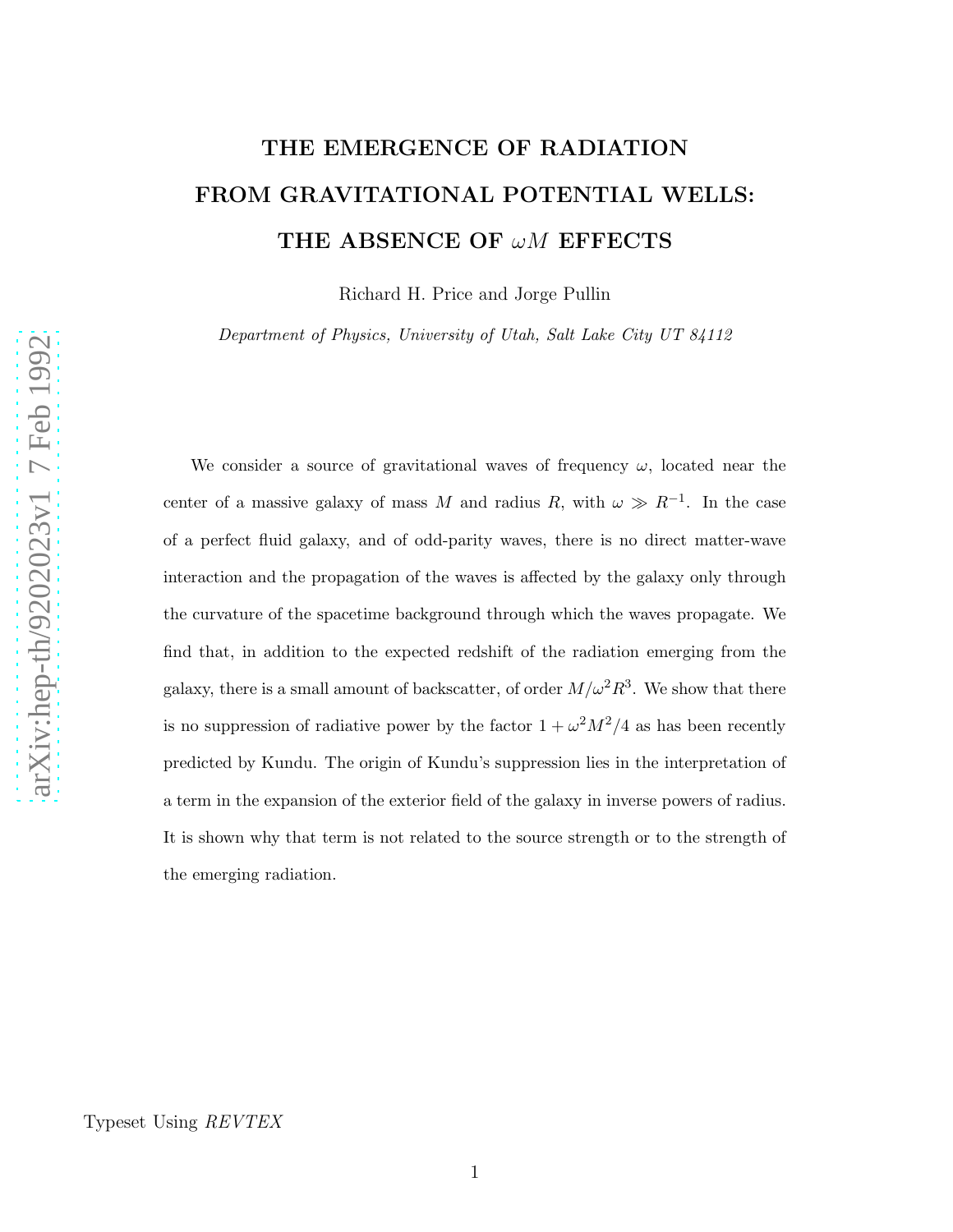# THE EMERGENCE OF RADIATION FROM GRAVITATIONAL POTENTIAL WELLS: THE ABSENCE OF $\omega M$ EFFECTS

Richard H. Price and Jorge Pullin

*Department of Physics, University of Utah, Salt Lake City UT 84112*

We consider a source of gravitational waves of frequency $\omega$, located near the center of a massive galaxy of mass $M$ and radius $R$, with $\omega \gg R^{-1}$. In the case of a perfect fluid galaxy, and of odd-parity waves, there is no direct matter-wave interaction and the propagation of the waves is affected by the galaxy only through the curvature of the spacetime background through which the waves propagate. We find that, in addition to the expected redshift of the radiation emerging from the galaxy, there is a small amount of backscatter, of order $M/\omega^2 R^3$. We show that there is no suppression of radiative power by the factor $1 + \omega^2 M^2/4$ as has been recently predicted by Kundu. The origin of Kundu's suppression lies in the interpretation of a term in the expansion of the exterior field of the galaxy in inverse powers of radius. It is shown why that term is not related to the source strength or to the strength of the emerging radiation.

Typeset Using *REVTEX*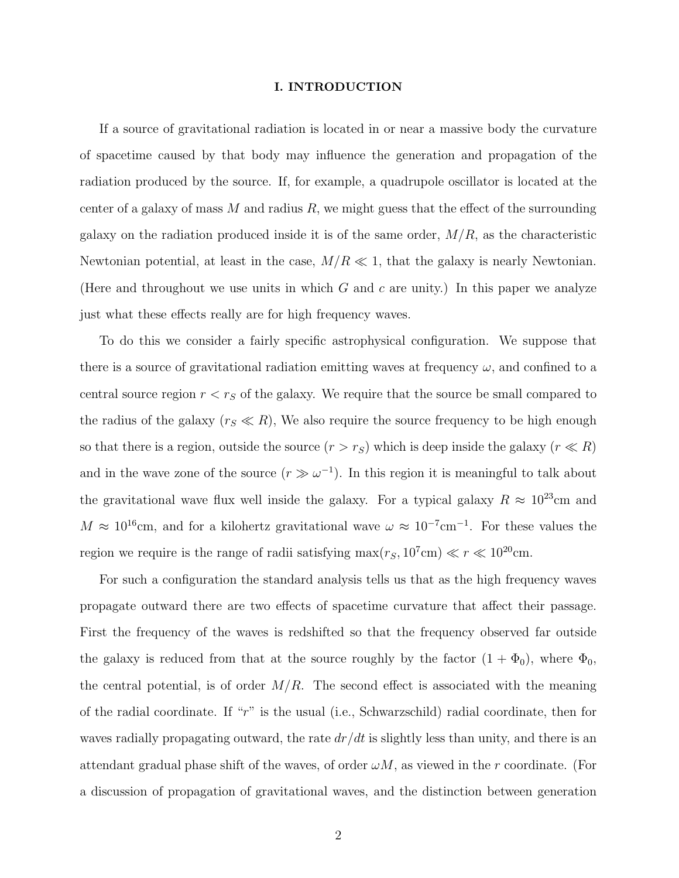## I. INTRODUCTION

If a source of gravitational radiation is located in or near a massive body the curvature of spacetime caused by that body may influence the generation and propagation of the radiation produced by the source. If, for example, a quadrupole oscillator is located at the center of a galaxy of mass $M$ and radius $R$, we might guess that the effect of the surrounding galaxy on the radiation produced inside it is of the same order, $M/R$, as the characteristic Newtonian potential, at least in the case, $M/R \ll 1$, that the galaxy is nearly Newtonian. (Here and throughout we use units in which $G$ and $c$ are unity.) In this paper we analyze just what these effects really are for high frequency waves.

To do this we consider a fairly specific astrophysical configuration. We suppose that there is a source of gravitational radiation emitting waves at frequency $\omega$, and confined to a central source region $r < r_S$ of the galaxy. We require that the source be small compared to the radius of the galaxy ($r_S \ll R$), We also require the source frequency to be high enough so that there is a region, outside the source ($r > r_S$) which is deep inside the galaxy ($r \ll R$) and in the wave zone of the source ($r \gg \omega^{-1}$). In this region it is meaningful to talk about the gravitational wave flux well inside the galaxy. For a typical galaxy $R \approx 10^{23}$cm and $M \approx 10^{16}$cm, and for a kilohertz gravitational wave $\omega \approx 10^{-7}\text{cm}^{-1}$. For these values the region we require is the range of radii satisfying $\max(r_S, 10^7\text{cm}) \ll r \ll 10^{20}$cm.

For such a configuration the standard analysis tells us that as the high frequency waves propagate outward there are two effects of spacetime curvature that affect their passage. First the frequency of the waves is redshifted so that the frequency observed far outside the galaxy is reduced from that at the source roughly by the factor $(1 + \Phi_0)$, where $\Phi_0$, the central potential, is of order $M/R$. The second effect is associated with the meaning of the radial coordinate. If "$r$" is the usual (i.e., Schwarzschild) radial coordinate, then for waves radially propagating outward, the rate $dr/dt$ is slightly less than unity, and there is an attendant gradual phase shift of the waves, of order $\omega M$, as viewed in the $r$ coordinate. (For a discussion of propagation of gravitational waves, and the distinction between generation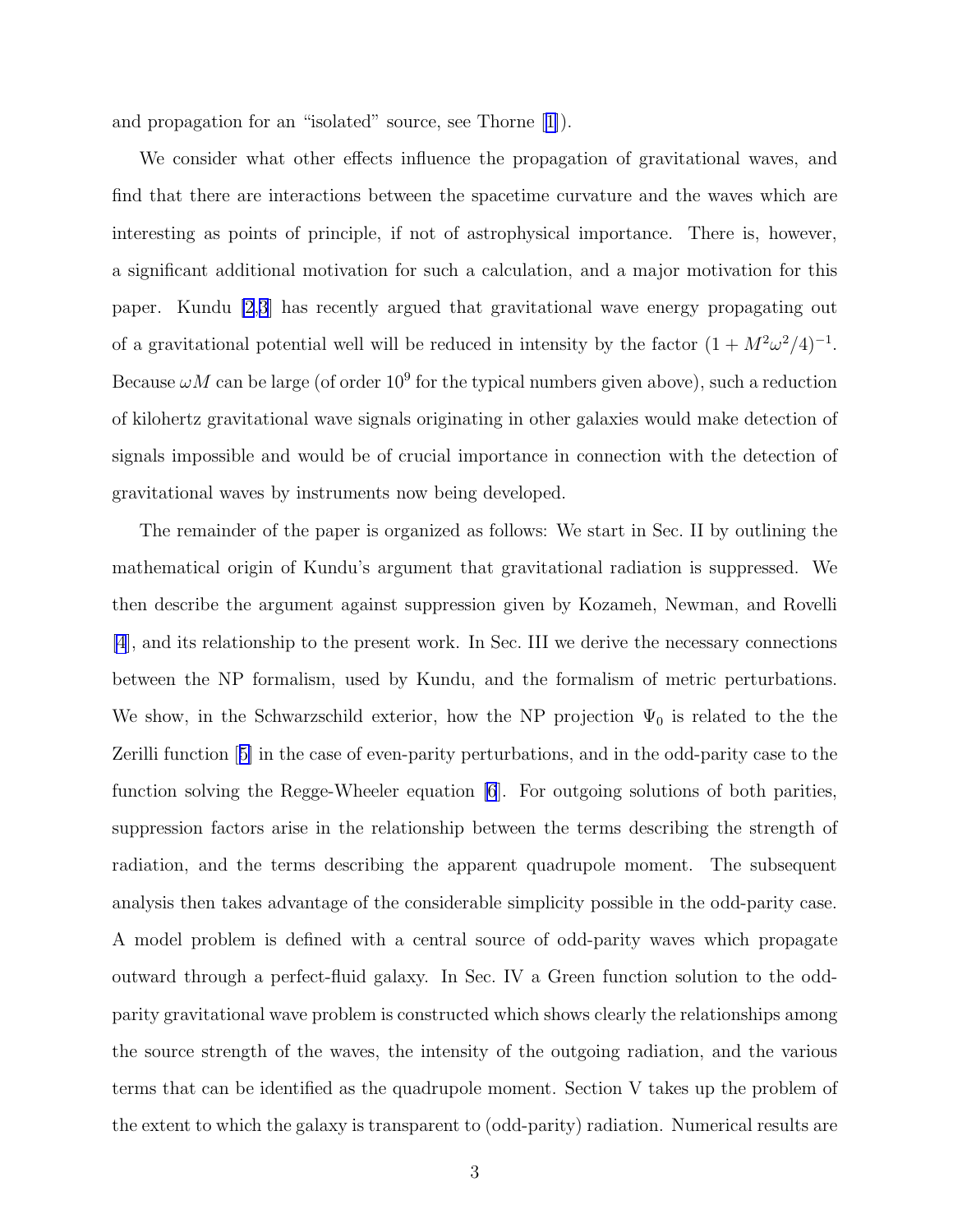and propagation for an "isolated" source, see Thorne [1]).

We consider what other effects influence the propagation of gravitational waves, and find that there are interactions between the spacetime curvature and the waves which are interesting as points of principle, if not of astrophysical importance. There is, however, a significant additional motivation for such a calculation, and a major motivation for this paper. Kundu [2,3] has recently argued that gravitational wave energy propagating out of a gravitational potential well will be reduced in intensity by the factor $(1 + M^2\omega^2/4)^{-1}$. Because $\omega M$ can be large (of order $10^9$ for the typical numbers given above), such a reduction of kilohertz gravitational wave signals originating in other galaxies would make detection of signals impossible and would be of crucial importance in connection with the detection of gravitational waves by instruments now being developed.

The remainder of the paper is organized as follows: We start in Sec. II by outlining the mathematical origin of Kundu's argument that gravitational radiation is suppressed. We then describe the argument against suppression given by Kozameh, Newman, and Rovelli [4], and its relationship to the present work. In Sec. III we derive the necessary connections between the NP formalism, used by Kundu, and the formalism of metric perturbations. We show, in the Schwarzschild exterior, how the NP projection $\Psi_0$ is related to the the Zerilli function [5] in the case of even-parity perturbations, and in the odd-parity case to the function solving the Regge-Wheeler equation [6]. For outgoing solutions of both parities, suppression factors arise in the relationship between the terms describing the strength of radiation, and the terms describing the apparent quadrupole moment. The subsequent analysis then takes advantage of the considerable simplicity possible in the odd-parity case. A model problem is defined with a central source of odd-parity waves which propagate outward through a perfect-fluid galaxy. In Sec. IV a Green function solution to the odd-parity gravitational wave problem is constructed which shows clearly the relationships among the source strength of the waves, the intensity of the outgoing radiation, and the various terms that can be identified as the quadrupole moment. Section V takes up the problem of the extent to which the galaxy is transparent to (odd-parity) radiation. Numerical results are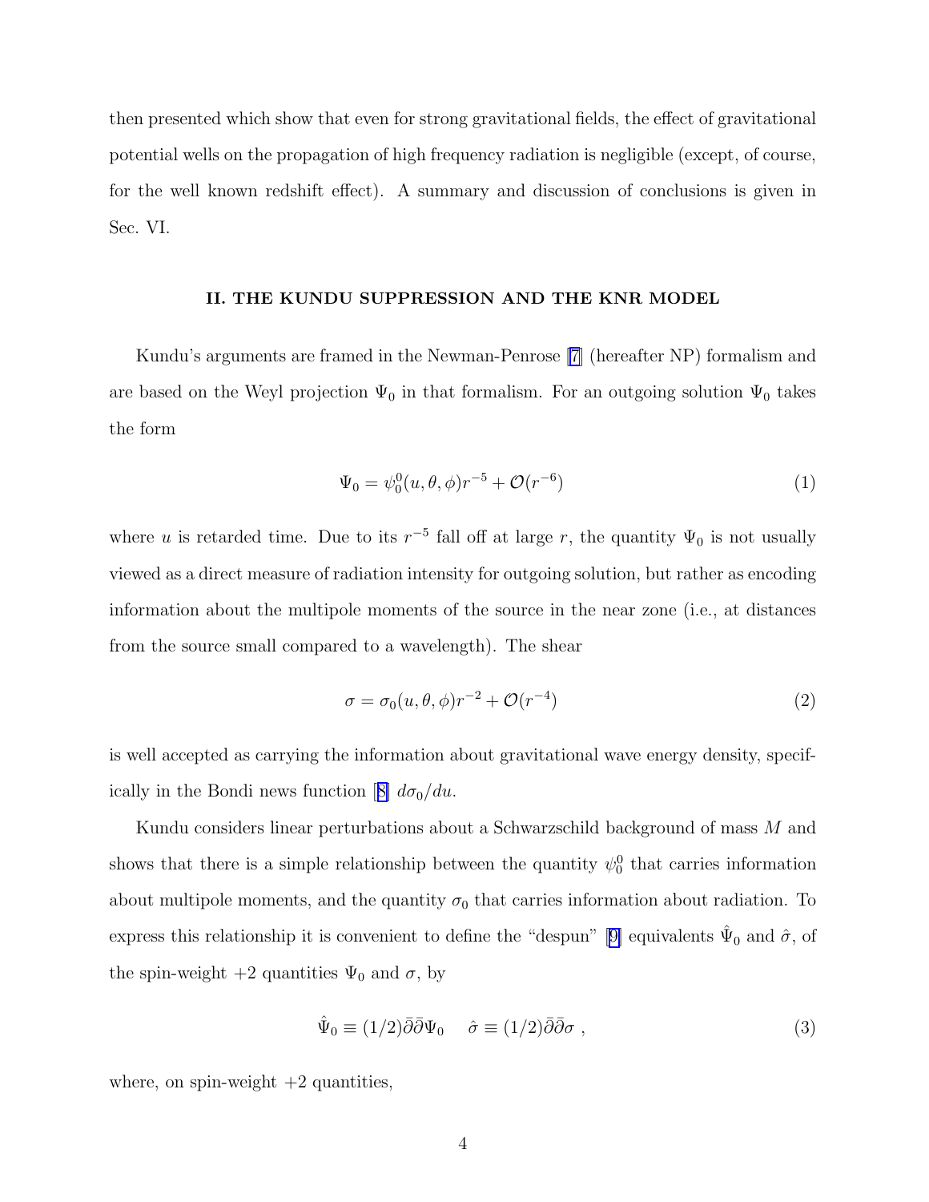then presented which show that even for strong gravitational fields, the effect of gravitational potential wells on the propagation of high frequency radiation is negligible (except, of course, for the well known redshift effect). A summary and discussion of conclusions is given in Sec. VI.

## II. THE KUNDU SUPPRESSION AND THE KNR MODEL

Kundu's arguments are framed in the Newman-Penrose [7] (hereafter NP) formalism and are based on the Weyl projection $\Psi_0$ in that formalism. For an outgoing solution $\Psi_0$ takes the form

$$\Psi_0 = \psi_0^0(u,\theta,\phi)r^{-5} + \mathcal{O}(r^{-6}) \tag{1}$$

where $u$ is retarded time. Due to its $r^{-5}$ fall off at large $r$, the quantity $\Psi_0$ is not usually viewed as a direct measure of radiation intensity for outgoing solution, but rather as encoding information about the multipole moments of the source in the near zone (i.e., at distances from the source small compared to a wavelength). The shear

$$\sigma = \sigma_0(u,\theta,\phi)r^{-2} + \mathcal{O}(r^{-4}) \tag{2}$$

is well accepted as carrying the information about gravitational wave energy density, specifically in the Bondi news function [8] $d\sigma_0/du$.

Kundu considers linear perturbations about a Schwarzschild background of mass $M$ and shows that there is a simple relationship between the quantity $\psi_0^0$ that carries information about multipole moments, and the quantity $\sigma_0$ that carries information about radiation. To express this relationship it is convenient to define the "despun" [9] equivalents $\hat{\Psi}_0$ and $\hat{\sigma}$, of the spin-weight $+2$ quantities $\Psi_0$ and $\sigma$, by

$$\hat{\Psi}_0 \equiv (1/2)\bar{\eth}\bar{\eth}\Psi_0 \qquad \hat{\sigma} \equiv (1/2)\bar{\eth}\bar{\eth}\sigma\ , \tag{3}$$

where, on spin-weight $+2$ quantities,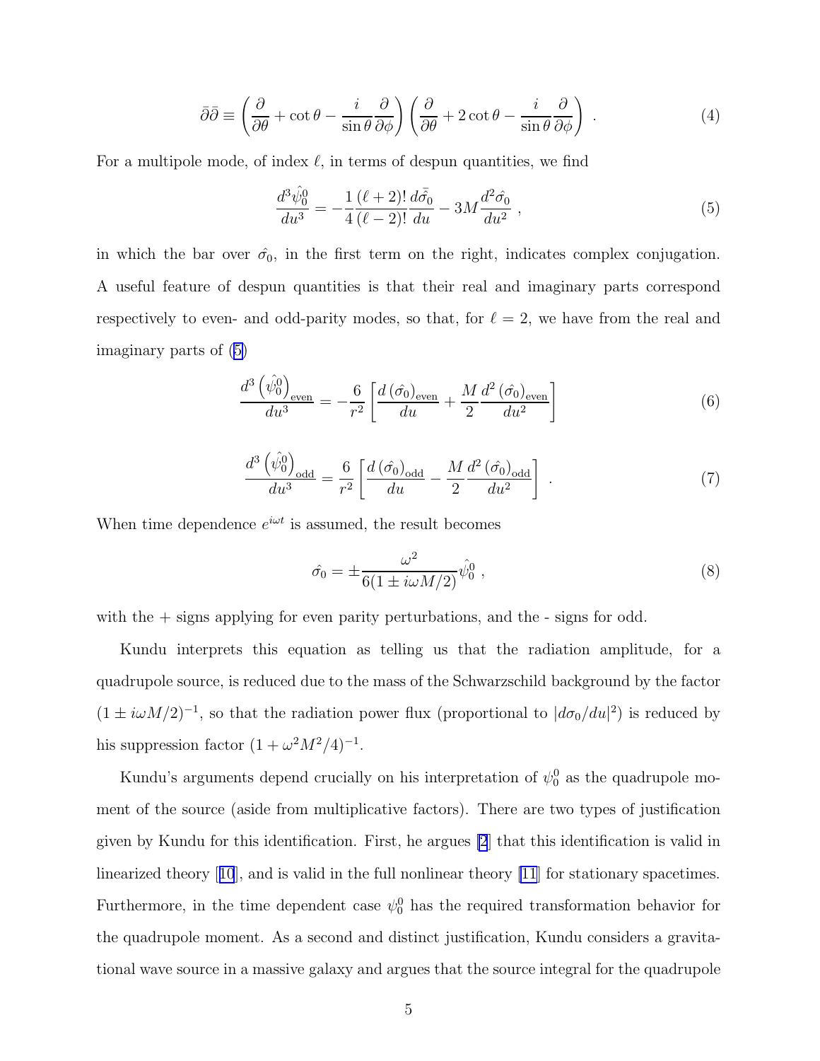$$\bar{\partial}\bar{\partial} \equiv \left(\frac{\partial}{\partial\theta} + \cot\theta - \frac{i}{\sin\theta}\frac{\partial}{\partial\phi}\right)\left(\frac{\partial}{\partial\theta} + 2\cot\theta - \frac{i}{\sin\theta}\frac{\partial}{\partial\phi}\right) . \tag{4}$$

For a multipole mode, of index $\ell$, in terms of despun quantities, we find

$$\frac{d^3\hat{\psi}_0^0}{du^3} = -\frac{1}{4}\frac{(\ell+2)!}{(\ell-2)!}\frac{d\bar{\hat{\sigma}}_0}{du} - 3M\frac{d^2\hat{\sigma}_0}{du^2} , \tag{5}$$

in which the bar over $\hat{\sigma_0}$, in the first term on the right, indicates complex conjugation. A useful feature of despun quantities is that their real and imaginary parts correspond respectively to even- and odd-parity modes, so that, for $\ell = 2$, we have from the real and imaginary parts of (5)

$$\frac{d^3\left(\hat{\psi}_0^0\right)_{\rm even}}{du^3} = -\frac{6}{r^2}\left[\frac{d\left(\hat{\sigma}_0\right)_{\rm even}}{du} + \frac{M}{2}\frac{d^2\left(\hat{\sigma}_0\right)_{\rm even}}{du^2}\right] \tag{6}$$

$$\frac{d^3\left(\hat{\psi}_0^0\right)_{\rm odd}}{du^3} = \frac{6}{r^2}\left[\frac{d\left(\hat{\sigma}_0\right)_{\rm odd}}{du} - \frac{M}{2}\frac{d^2\left(\hat{\sigma}_0\right)_{\rm odd}}{du^2}\right] . \tag{7}$$

When time dependence $e^{i\omega t}$ is assumed, the result becomes

$$\hat{\sigma_0} = \pm\frac{\omega^2}{6(1 \pm i\omega M/2)}\hat{\psi}_0^0 , \tag{8}$$

with the + signs applying for even parity perturbations, and the - signs for odd.

Kundu interprets this equation as telling us that the radiation amplitude, for a quadrupole source, is reduced due to the mass of the Schwarzschild background by the factor $(1 \pm i\omega M/2)^{-1}$, so that the radiation power flux (proportional to $|d\sigma_0/du|^2$) is reduced by his suppression factor $(1 + \omega^2 M^2/4)^{-1}$.

Kundu's arguments depend crucially on his interpretation of $\psi_0^0$ as the quadrupole moment of the source (aside from multiplicative factors). There are two types of justification given by Kundu for this identification. First, he argues [2] that this identification is valid in linearized theory [10], and is valid in the full nonlinear theory [11] for stationary spacetimes. Furthermore, in the time dependent case $\psi_0^0$ has the required transformation behavior for the quadrupole moment. As a second and distinct justification, Kundu considers a gravitational wave source in a massive galaxy and argues that the source integral for the quadrupole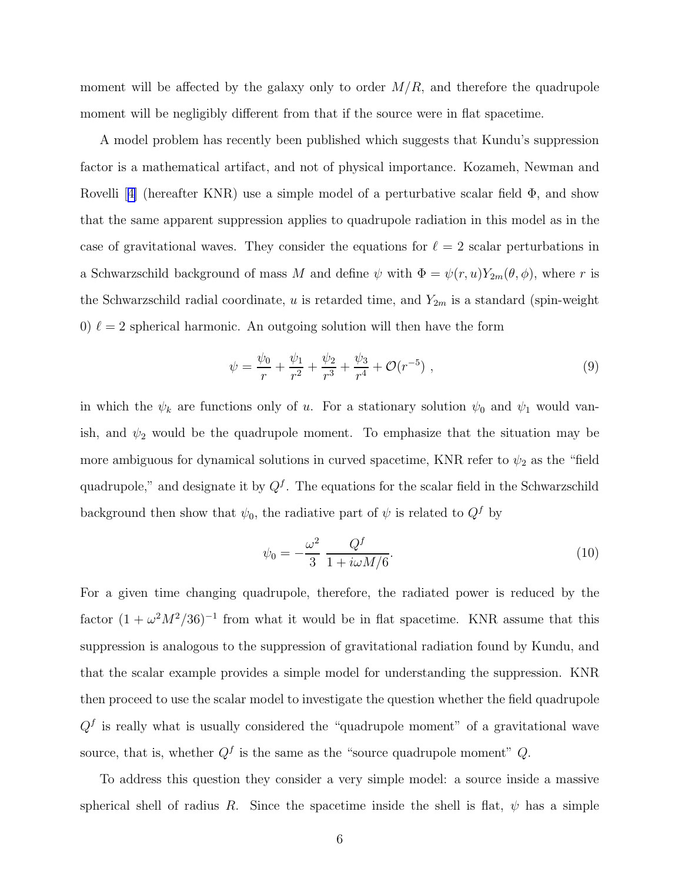moment will be affected by the galaxy only to order $M/R$, and therefore the quadrupole moment will be negligibly different from that if the source were in flat spacetime.

A model problem has recently been published which suggests that Kundu's suppression factor is a mathematical artifact, and not of physical importance. Kozameh, Newman and Rovelli [4] (hereafter KNR) use a simple model of a perturbative scalar field $\Phi$, and show that the same apparent suppression applies to quadrupole radiation in this model as in the case of gravitational waves. They consider the equations for $\ell = 2$ scalar perturbations in a Schwarzschild background of mass $M$ and define $\psi$ with $\Phi = \psi(r, u)Y_{2m}(\theta, \phi)$, where $r$ is the Schwarzschild radial coordinate, $u$ is retarded time, and $Y_{2m}$ is a standard (spin-weight 0) $\ell = 2$ spherical harmonic. An outgoing solution will then have the form

$$\psi = \frac{\psi_0}{r} + \frac{\psi_1}{r^2} + \frac{\psi_2}{r^3} + \frac{\psi_3}{r^4} + \mathcal{O}(r^{-5}) \ , \tag{9}$$

in which the $\psi_k$ are functions only of $u$. For a stationary solution $\psi_0$ and $\psi_1$ would vanish, and $\psi_2$ would be the quadrupole moment. To emphasize that the situation may be more ambiguous for dynamical solutions in curved spacetime, KNR refer to $\psi_2$ as the "field quadrupole," and designate it by $Q^f$. The equations for the scalar field in the Schwarzschild background then show that $\psi_0$, the radiative part of $\psi$ is related to $Q^f$ by

$$\psi_0 = -\frac{\omega^2}{3} \ \frac{Q^f}{1 + i\omega M/6}. \tag{10}$$

For a given time changing quadrupole, therefore, the radiated power is reduced by the factor $(1 + \omega^2 M^2/36)^{-1}$ from what it would be in flat spacetime. KNR assume that this suppression is analogous to the suppression of gravitational radiation found by Kundu, and that the scalar example provides a simple model for understanding the suppression. KNR then proceed to use the scalar model to investigate the question whether the field quadrupole $Q^f$ is really what is usually considered the "quadrupole moment" of a gravitational wave source, that is, whether $Q^f$ is the same as the "source quadrupole moment" $Q$.

To address this question they consider a very simple model: a source inside a massive spherical shell of radius $R$. Since the spacetime inside the shell is flat, $\psi$ has a simple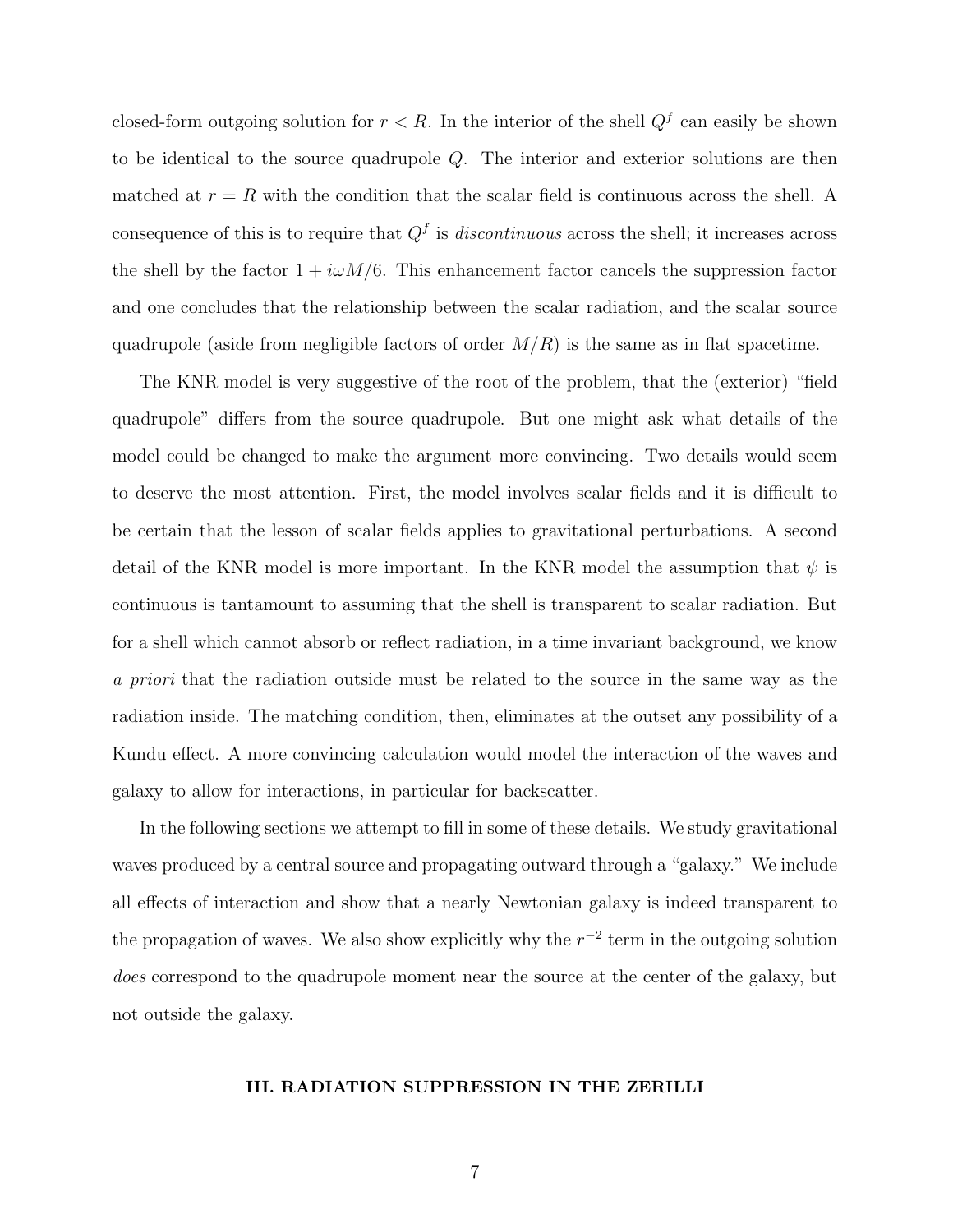closed-form outgoing solution for $r < R$. In the interior of the shell $Q^f$ can easily be shown to be identical to the source quadrupole $Q$. The interior and exterior solutions are then matched at $r = R$ with the condition that the scalar field is continuous across the shell. A consequence of this is to require that $Q^f$ is *discontinuous* across the shell; it increases across the shell by the factor $1 + i\omega M/6$. This enhancement factor cancels the suppression factor and one concludes that the relationship between the scalar radiation, and the scalar source quadrupole (aside from negligible factors of order $M/R$) is the same as in flat spacetime.

The KNR model is very suggestive of the root of the problem, that the (exterior) "field quadrupole" differs from the source quadrupole. But one might ask what details of the model could be changed to make the argument more convincing. Two details would seem to deserve the most attention. First, the model involves scalar fields and it is difficult to be certain that the lesson of scalar fields applies to gravitational perturbations. A second detail of the KNR model is more important. In the KNR model the assumption that $\psi$ is continuous is tantamount to assuming that the shell is transparent to scalar radiation. But for a shell which cannot absorb or reflect radiation, in a time invariant background, we know *a priori* that the radiation outside must be related to the source in the same way as the radiation inside. The matching condition, then, eliminates at the outset any possibility of a Kundu effect. A more convincing calculation would model the interaction of the waves and galaxy to allow for interactions, in particular for backscatter.

In the following sections we attempt to fill in some of these details. We study gravitational waves produced by a central source and propagating outward through a "galaxy." We include all effects of interaction and show that a nearly Newtonian galaxy is indeed transparent to the propagation of waves. We also show explicitly why the $r^{-2}$ term in the outgoing solution *does* correspond to the quadrupole moment near the source at the center of the galaxy, but not outside the galaxy.

## III. RADIATION SUPPRESSION IN THE ZERILLI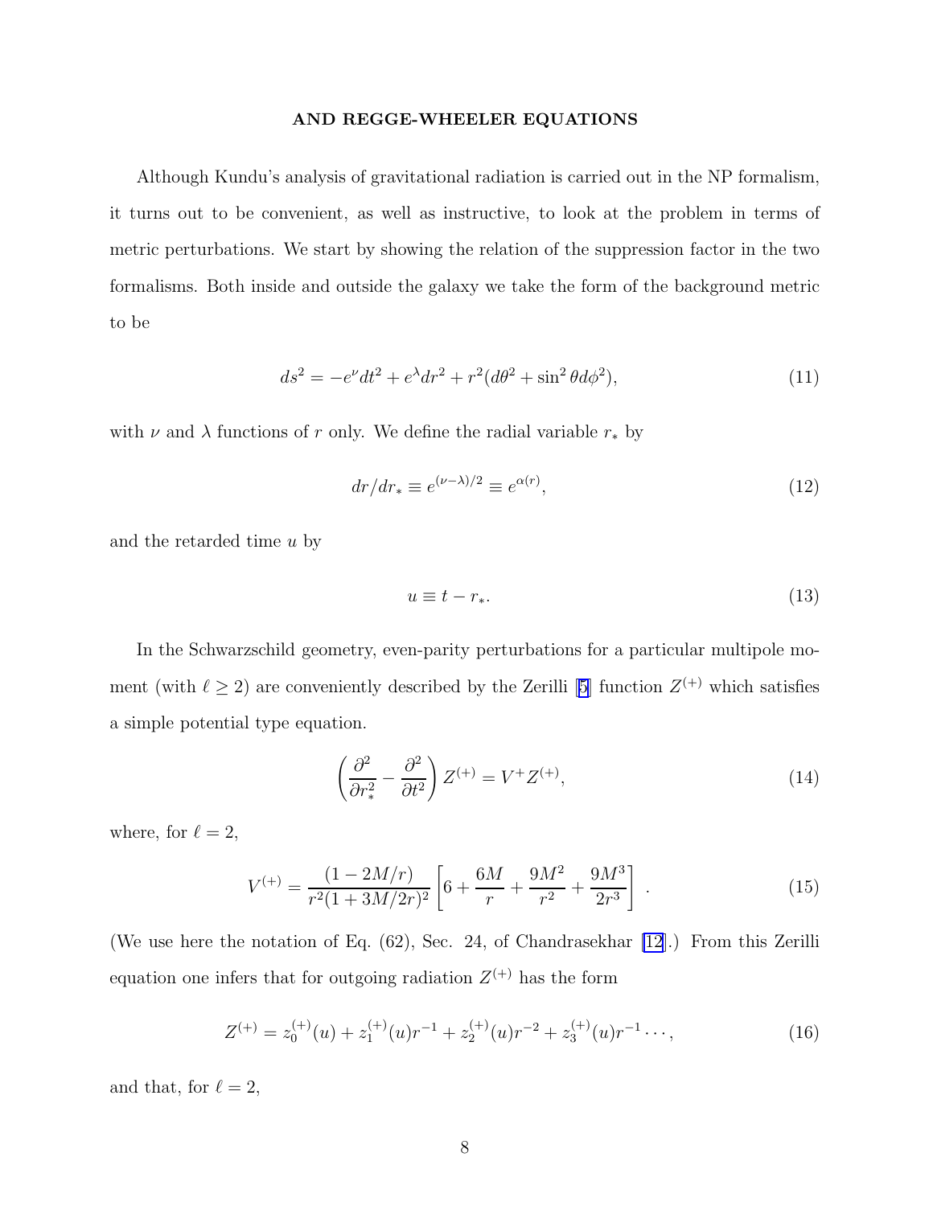### AND REGGE-WHEELER EQUATIONS

Although Kundu's analysis of gravitational radiation is carried out in the NP formalism, it turns out to be convenient, as well as instructive, to look at the problem in terms of metric perturbations. We start by showing the relation of the suppression factor in the two formalisms. Both inside and outside the galaxy we take the form of the background metric to be

$$ds^2 = -e^{\nu}dt^2 + e^{\lambda}dr^2 + r^2(d\theta^2 + \sin^2\theta d\phi^2), \tag{11}$$

with $\nu$ and $\lambda$ functions of $r$ only. We define the radial variable $r_*$ by

$$dr/dr_* \equiv e^{(\nu-\lambda)/2} \equiv e^{\alpha(r)}, \tag{12}$$

and the retarded time $u$ by

$$u \equiv t - r_*. \tag{13}$$

In the Schwarzschild geometry, even-parity perturbations for a particular multipole moment (with $\ell \geq 2$) are conveniently described by the Zerilli [5] function $Z^{(+)}$ which satisfies a simple potential type equation.

$$\left(\frac{\partial^2}{\partial r_*^2} - \frac{\partial^2}{\partial t^2}\right) Z^{(+)} = V^{+} Z^{(+)}, \tag{14}$$

where, for $\ell = 2$,

$$V^{(+)} = \frac{(1-2M/r)}{r^2(1+3M/2r)^2}\left[6 + \frac{6M}{r} + \frac{9M^2}{r^2} + \frac{9M^3}{2r^3}\right]. \tag{15}$$

(We use here the notation of Eq. (62), Sec. 24, of Chandrasekhar [12].) From this Zerilli equation one infers that for outgoing radiation $Z^{(+)}$ has the form

$$Z^{(+)} = z_0^{(+)}(u) + z_1^{(+)}(u)r^{-1} + z_2^{(+)}(u)r^{-2} + z_3^{(+)}(u)r^{-1}\cdots, \tag{16}$$

and that, for $\ell = 2$,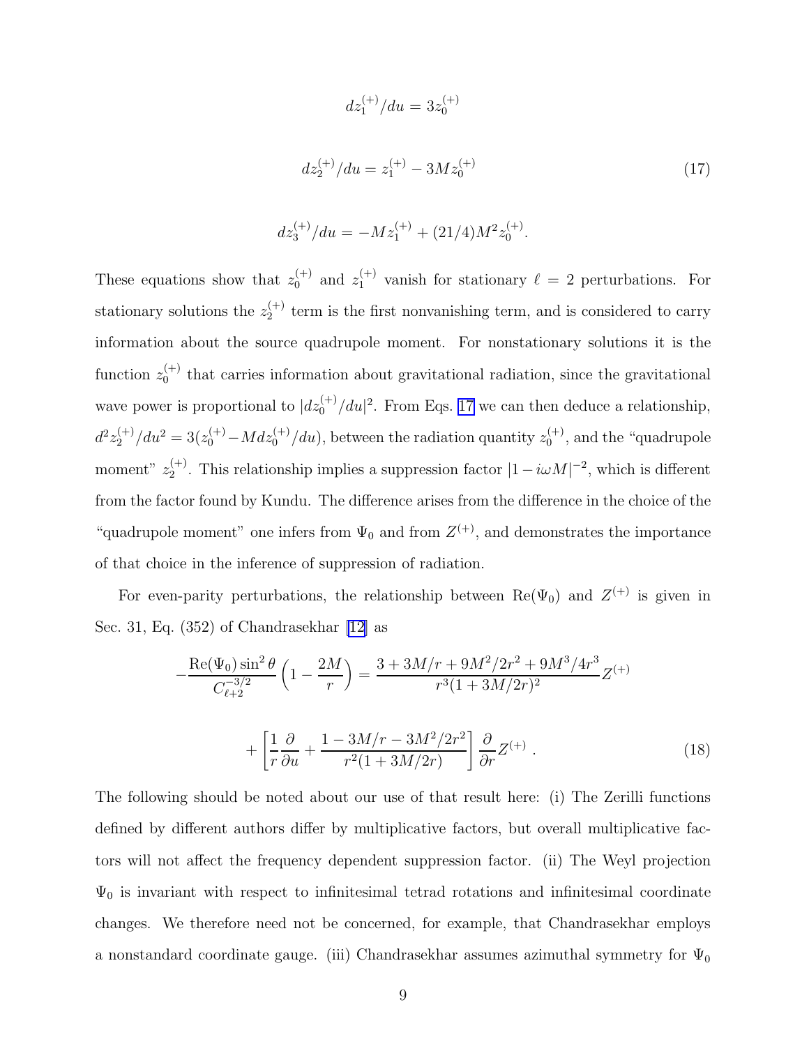$$dz_1^{(+)}/du = 3z_0^{(+)}$$

$$dz_2^{(+)}/du = z_1^{(+)} - 3Mz_0^{(+)} \tag{17}$$

$$dz_3^{(+)}/du = -Mz_1^{(+)} + (21/4)M^2 z_0^{(+)}.$$

These equations show that $z_0^{(+)}$ and $z_1^{(+)}$ vanish for stationary $\ell = 2$ perturbations. For stationary solutions the $z_2^{(+)}$ term is the first nonvanishing term, and is considered to carry information about the source quadrupole moment. For nonstationary solutions it is the function $z_0^{(+)}$ that carries information about gravitational radiation, since the gravitational wave power is proportional to $|dz_0^{(+)}/du|^2$. From Eqs. 17 we can then deduce a relationship, $d^2 z_2^{(+)}/du^2 = 3(z_0^{(+)} - M dz_0^{(+)}/du)$, between the radiation quantity $z_0^{(+)}$, and the "quadrupole moment" $z_2^{(+)}$. This relationship implies a suppression factor $|1 - i\omega M|^{-2}$, which is different from the factor found by Kundu. The difference arises from the difference in the choice of the "quadrupole moment" one infers from $\Psi_0$ and from $Z^{(+)}$, and demonstrates the importance of that choice in the inference of suppression of radiation.

For even-parity perturbations, the relationship between $\mathrm{Re}(\Psi_0)$ and $Z^{(+)}$ is given in Sec. 31, Eq. (352) of Chandrasekhar [12] as

$$-\frac{\mathrm{Re}(\Psi_0)\sin^2\theta}{C_{\ell+2}^{-3/2}}\left(1 - \frac{2M}{r}\right) = \frac{3 + 3M/r + 9M^2/2r^2 + 9M^3/4r^3}{r^3(1 + 3M/2r)^2} Z^{(+)}$$

$$+ \left[\frac{1}{r}\frac{\partial}{\partial u} + \frac{1 - 3M/r - 3M^2/2r^2}{r^2(1 + 3M/2r)}\right]\frac{\partial}{\partial r} Z^{(+)} \ . \tag{18}$$

The following should be noted about our use of that result here: (i) The Zerilli functions defined by different authors differ by multiplicative factors, but overall multiplicative factors will not affect the frequency dependent suppression factor. (ii) The Weyl projection $\Psi_0$ is invariant with respect to infinitesimal tetrad rotations and infinitesimal coordinate changes. We therefore need not be concerned, for example, that Chandrasekhar employs a nonstandard coordinate gauge. (iii) Chandrasekhar assumes azimuthal symmetry for $\Psi_0$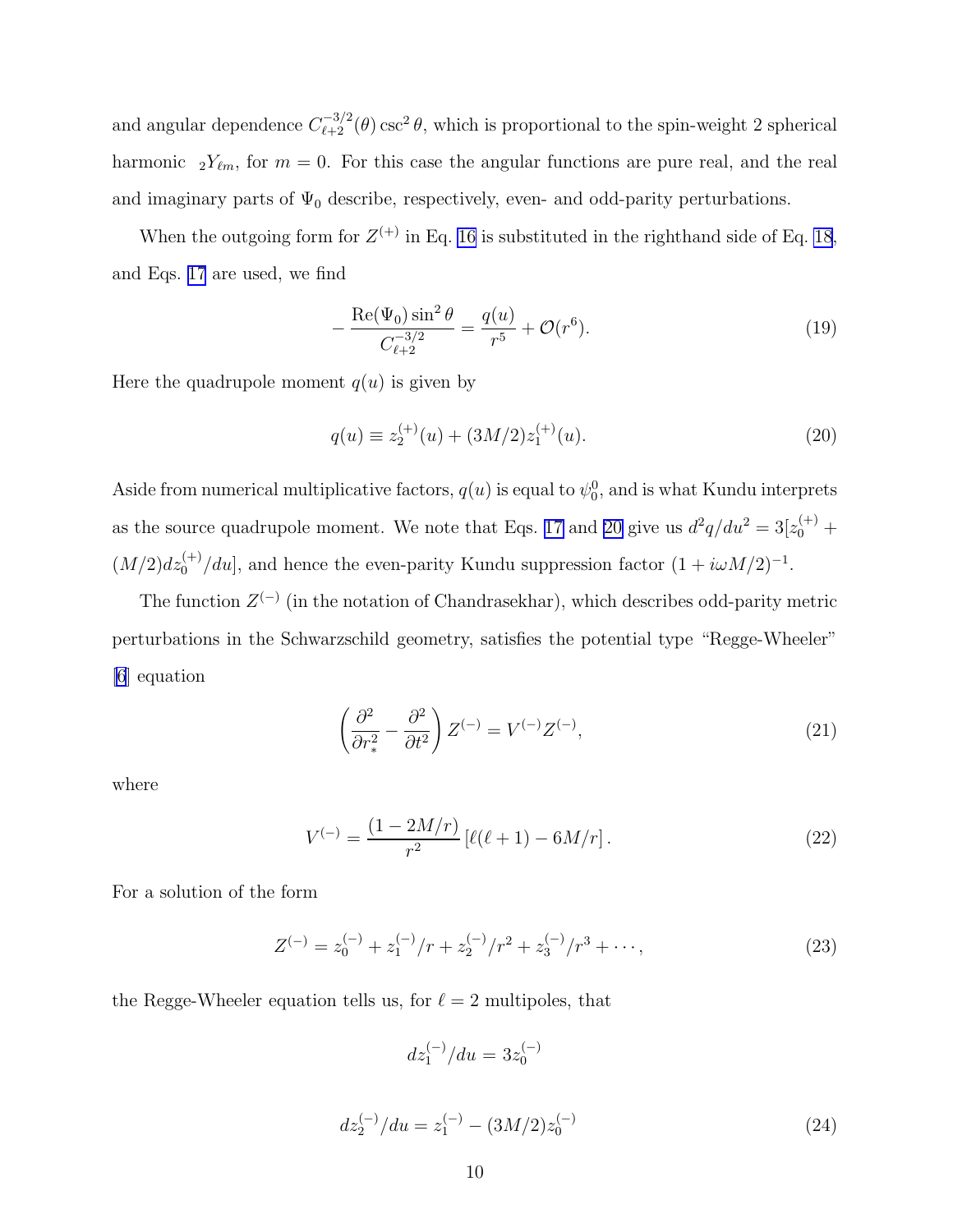and angular dependence $C^{-3/2}_{\ell+2}(\theta)\csc^2\theta$, which is proportional to the spin-weight 2 spherical harmonic ${}_2Y_{\ell m}$, for $m=0$. For this case the angular functions are pure real, and the real and imaginary parts of $\Psi_0$ describe, respectively, even- and odd-parity perturbations.

When the outgoing form for $Z^{(+)}$ in Eq. 16 is substituted in the righthand side of Eq. 18, and Eqs. 17 are used, we find

$$
-\frac{\mathrm{Re}(\Psi_0)\sin^2\theta}{C^{-3/2}_{\ell+2}} = \frac{q(u)}{r^5} + \mathcal{O}(r^6). \tag{19}
$$

Here the quadrupole moment $q(u)$ is given by

$$
q(u) \equiv z_2^{(+)}(u) + (3M/2)z_1^{(+)}(u). \tag{20}
$$

Aside from numerical multiplicative factors, $q(u)$ is equal to $\psi_0^0$, and is what Kundu interprets as the source quadrupole moment. We note that Eqs. 17 and 20 give us $d^2q/du^2 = 3[z_0^{(+)} + (M/2)dz_0^{(+)}/du]$, and hence the even-parity Kundu suppression factor $(1+i\omega M/2)^{-1}$.

The function $Z^{(-)}$ (in the notation of Chandrasekhar), which describes odd-parity metric perturbations in the Schwarzschild geometry, satisfies the potential type "Regge-Wheeler" [6] equation

$$
\left(\frac{\partial^2}{\partial r_*^2} - \frac{\partial^2}{\partial t^2}\right) Z^{(-)} = V^{(-)} Z^{(-)}, \tag{21}
$$

where

$$
V^{(-)} = \frac{(1-2M/r)}{r^2}\left[\ell(\ell+1) - 6M/r\right]. \tag{22}
$$

For a solution of the form

$$
Z^{(-)} = z_0^{(-)} + z_1^{(-)}/r + z_2^{(-)}/r^2 + z_3^{(-)}/r^3 + \cdots, \tag{23}
$$

the Regge-Wheeler equation tells us, for $\ell = 2$ multipoles, that

$$
dz_1^{(-)}/du = 3z_0^{(-)}
$$

$$
dz_2^{(-)}/du = z_1^{(-)} - (3M/2)z_0^{(-)} \tag{24}
$$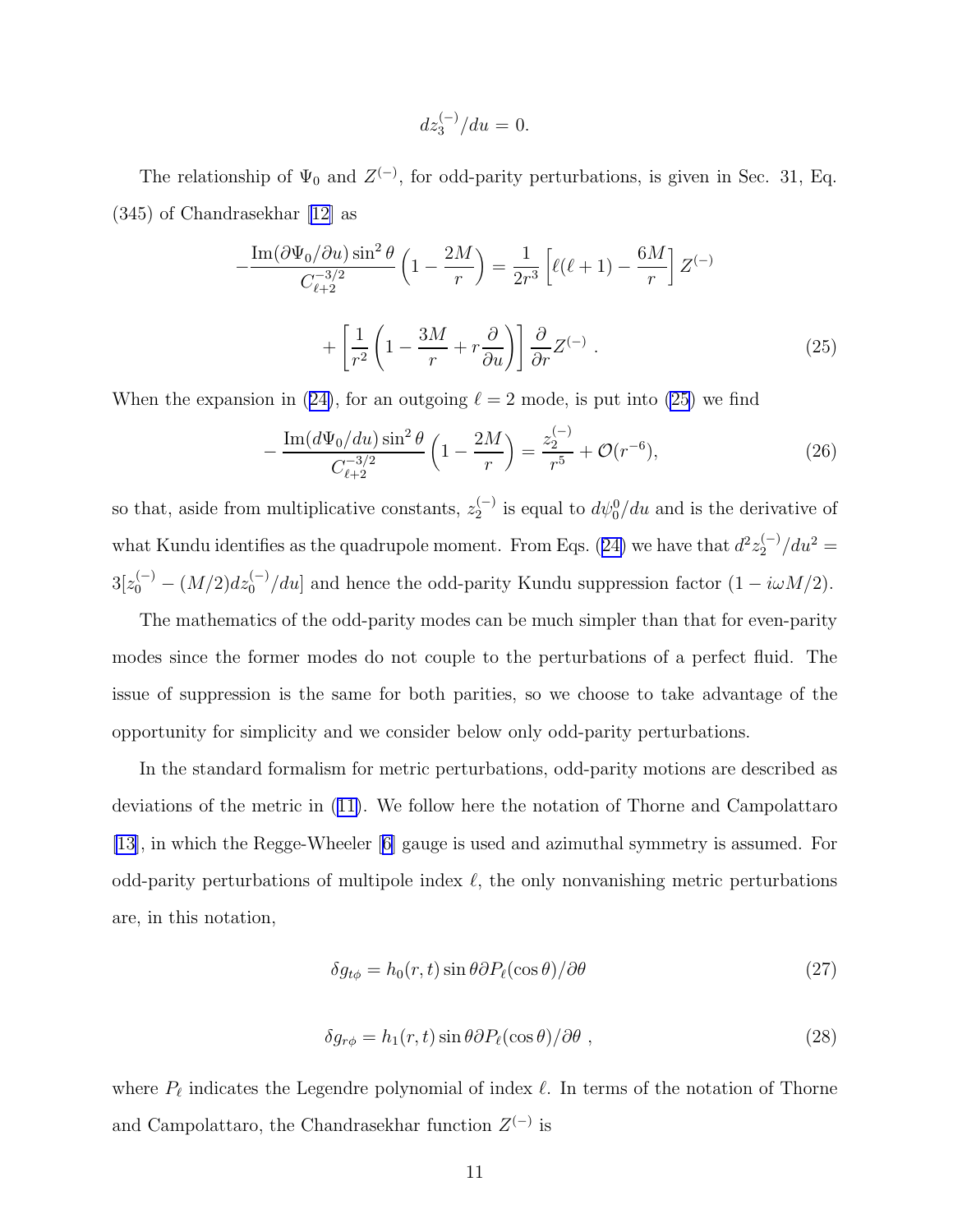$$dz_3^{(-)}/du = 0.$$

The relationship of $\Psi_0$ and $Z^{(-)}$, for odd-parity perturbations, is given in Sec. 31, Eq. (345) of Chandrasekhar [12] as

$$-\frac{\mathrm{Im}(\partial\Psi_0/\partial u)\sin^2\theta}{C_{\ell+2}^{-3/2}}\left(1-\frac{2M}{r}\right) = \frac{1}{2r^3}\left[\ell(\ell+1)-\frac{6M}{r}\right]Z^{(-)}$$

$$+\left[\frac{1}{r^2}\left(1-\frac{3M}{r}+r\frac{\partial}{\partial u}\right)\right]\frac{\partial}{\partial r}Z^{(-)}\ . \tag{25}$$

When the expansion in (24), for an outgoing $\ell = 2$ mode, is put into (25) we find

$$-\frac{\mathrm{Im}(d\Psi_0/du)\sin^2\theta}{C_{\ell+2}^{-3/2}}\left(1-\frac{2M}{r}\right) = \frac{z_2^{(-)}}{r^5}+\mathcal{O}(r^{-6}), \tag{26}$$

so that, aside from multiplicative constants, $z_2^{(-)}$ is equal to $d\psi_0^0/du$ and is the derivative of what Kundu identifies as the quadrupole moment. From Eqs. (24) we have that $d^2z_2^{(-)}/du^2 = 3[z_0^{(-)} - (M/2)dz_0^{(-)}/du]$ and hence the odd-parity Kundu suppression factor $(1 - i\omega M/2)$.

The mathematics of the odd-parity modes can be much simpler than that for even-parity modes since the former modes do not couple to the perturbations of a perfect fluid. The issue of suppression is the same for both parities, so we choose to take advantage of the opportunity for simplicity and we consider below only odd-parity perturbations.

In the standard formalism for metric perturbations, odd-parity motions are described as deviations of the metric in (11). We follow here the notation of Thorne and Campolattaro [13], in which the Regge-Wheeler [6] gauge is used and azimuthal symmetry is assumed. For odd-parity perturbations of multipole index $\ell$, the only nonvanishing metric perturbations are, in this notation,

$$\delta g_{t\phi} = h_0(r,t)\sin\theta\partial P_\ell(\cos\theta)/\partial\theta \tag{27}$$

$$\delta g_{r\phi} = h_1(r,t)\sin\theta\partial P_\ell(\cos\theta)/\partial\theta\ , \tag{28}$$

where $P_\ell$ indicates the Legendre polynomial of index $\ell$. In terms of the notation of Thorne and Campolattaro, the Chandrasekhar function $Z^{(-)}$ is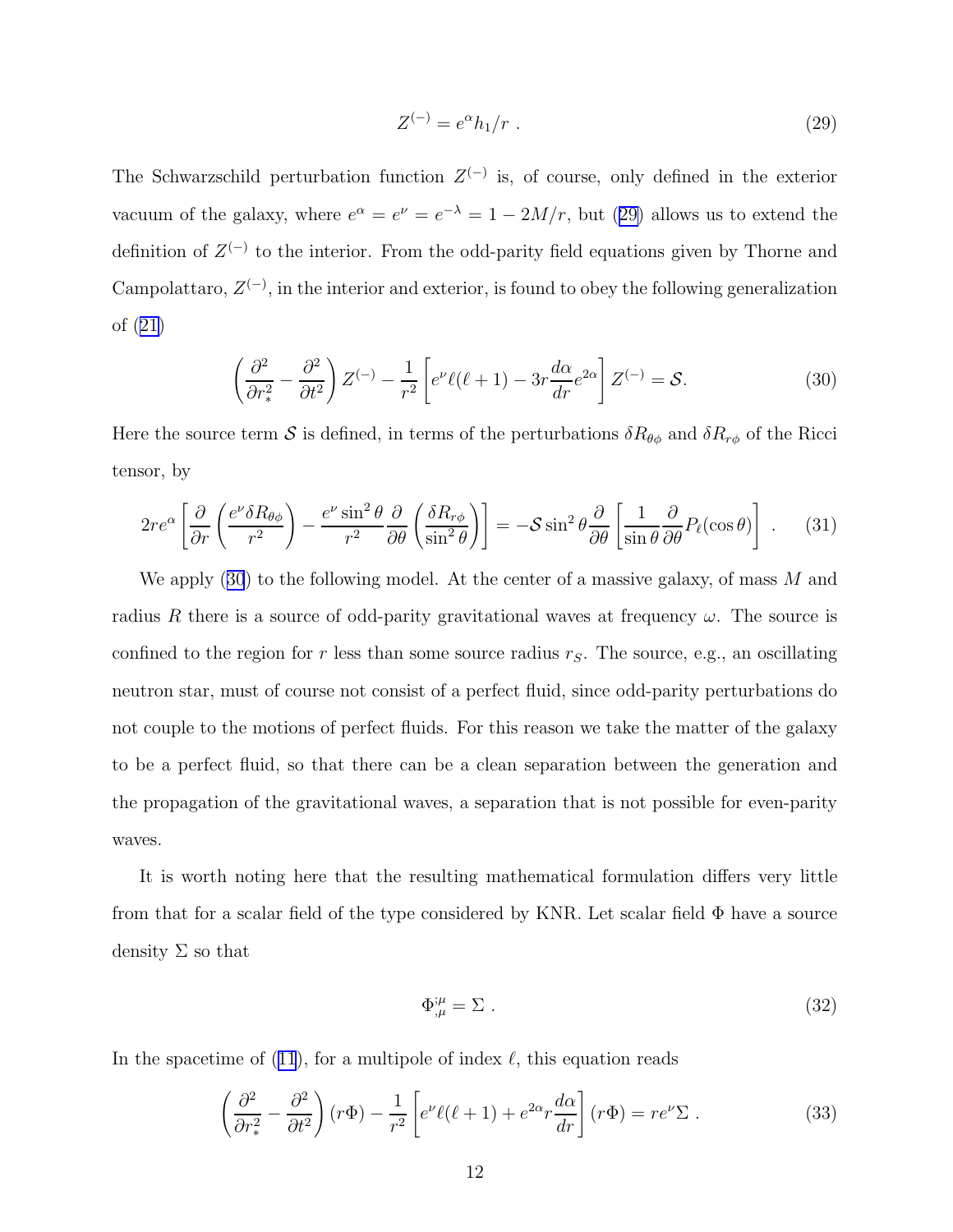$$Z^{(-)} = e^{\alpha} h_1 / r \; . \tag{29}$$

The Schwarzschild perturbation function $Z^{(-)}$ is, of course, only defined in the exterior vacuum of the galaxy, where $e^{\alpha} = e^{\nu} = e^{-\lambda} = 1 - 2M/r$, but (29) allows us to extend the definition of $Z^{(-)}$ to the interior. From the odd-parity field equations given by Thorne and Campolattaro, $Z^{(-)}$, in the interior and exterior, is found to obey the following generalization of (21)

$$\left( \frac{\partial^2}{\partial r_*^2} - \frac{\partial^2}{\partial t^2} \right) Z^{(-)} - \frac{1}{r^2} \left[ e^{\nu} \ell(\ell+1) - 3r \frac{d\alpha}{dr} e^{2\alpha} \right] Z^{(-)} = \mathcal{S}. \tag{30}$$

Here the source term $\mathcal{S}$ is defined, in terms of the perturbations $\delta R_{\theta\phi}$ and $\delta R_{r\phi}$ of the Ricci tensor, by

$$2re^{\alpha} \left[ \frac{\partial}{\partial r} \left( \frac{e^{\nu} \delta R_{\theta\phi}}{r^2} \right) - \frac{e^{\nu} \sin^2\theta}{r^2} \frac{\partial}{\partial \theta} \left( \frac{\delta R_{r\phi}}{\sin^2\theta} \right) \right] = -\mathcal{S} \sin^2\theta \frac{\partial}{\partial \theta} \left[ \frac{1}{\sin\theta} \frac{\partial}{\partial \theta} P_\ell(\cos\theta) \right] \; . \tag{31}$$

We apply (30) to the following model. At the center of a massive galaxy, of mass $M$ and radius $R$ there is a source of odd-parity gravitational waves at frequency $\omega$. The source is confined to the region for $r$ less than some source radius $r_S$. The source, e.g., an oscillating neutron star, must of course not consist of a perfect fluid, since odd-parity perturbations do not couple to the motions of perfect fluids. For this reason we take the matter of the galaxy to be a perfect fluid, so that there can be a clean separation between the generation and the propagation of the gravitational waves, a separation that is not possible for even-parity waves.

It is worth noting here that the resulting mathematical formulation differs very little from that for a scalar field of the type considered by KNR. Let scalar field $\Phi$ have a source density $\Sigma$ so that

$$\Phi_{,\mu}^{;\mu} = \Sigma \; . \tag{32}$$

In the spacetime of (11), for a multipole of index $\ell$, this equation reads

$$\left( \frac{\partial^2}{\partial r_*^2} - \frac{\partial^2}{\partial t^2} \right) (r\Phi) - \frac{1}{r^2} \left[ e^{\nu} \ell(\ell+1) + e^{2\alpha} r \frac{d\alpha}{dr} \right] (r\Phi) = re^{\nu} \Sigma \; . \tag{33}$$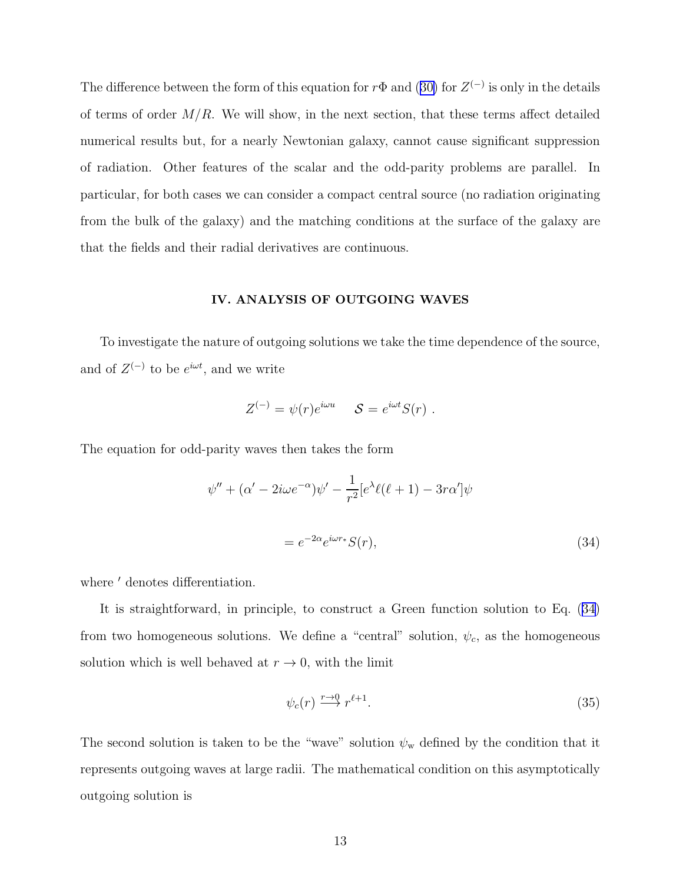The difference between the form of this equation for $r\Phi$ and (30) for $Z^{(-)}$ is only in the details of terms of order $M/R$. We will show, in the next section, that these terms affect detailed numerical results but, for a nearly Newtonian galaxy, cannot cause significant suppression of radiation. Other features of the scalar and the odd-parity problems are parallel. In particular, for both cases we can consider a compact central source (no radiation originating from the bulk of the galaxy) and the matching conditions at the surface of the galaxy are that the fields and their radial derivatives are continuous.

## IV. ANALYSIS OF OUTGOING WAVES

To investigate the nature of outgoing solutions we take the time dependence of the source, and of $Z^{(-)}$ to be $e^{i\omega t}$, and we write

$$Z^{(-)} = \psi(r)e^{i\omega u} \qquad \mathcal{S} = e^{i\omega t}S(r)\ .$$

The equation for odd-parity waves then takes the form

$$\psi'' + (\alpha' - 2i\omega e^{-\alpha})\psi' - \frac{1}{r^2}[e^{\lambda}\ell(\ell+1) - 3r\alpha']\psi$$

$$= e^{-2\alpha}e^{i\omega r_*}S(r), \tag{34}$$

where $'$ denotes differentiation.

It is straightforward, in principle, to construct a Green function solution to Eq. (34) from two homogeneous solutions. We define a "central" solution, $\psi_c$, as the homogeneous solution which is well behaved at $r \to 0$, with the limit

$$\psi_c(r) \xrightarrow{r\to 0} r^{\ell+1}. \tag{35}$$

The second solution is taken to be the "wave" solution $\psi_{\rm w}$ defined by the condition that it represents outgoing waves at large radii. The mathematical condition on this asymptotically outgoing solution is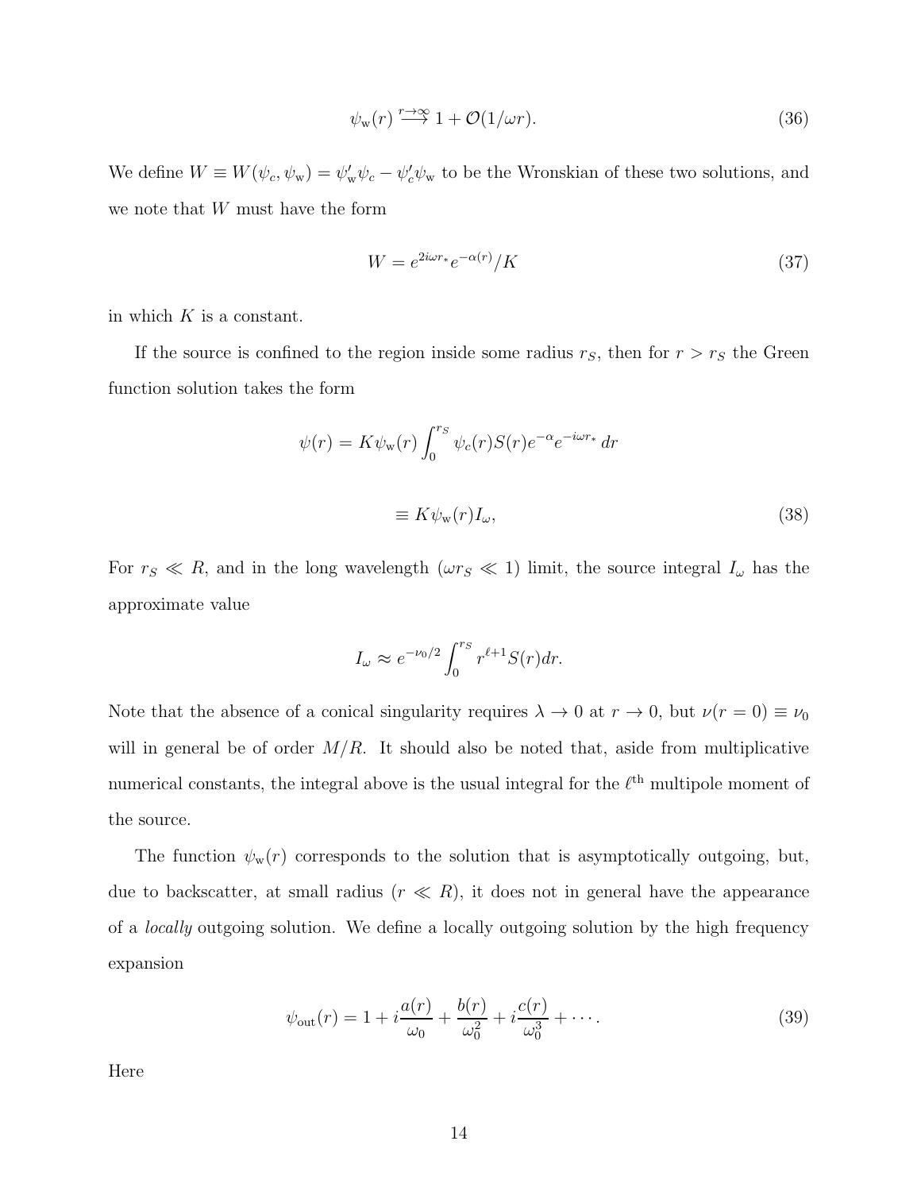$$\psi_{\mathrm{w}}(r) \stackrel{r\to\infty}{\longrightarrow} 1 + \mathcal{O}(1/\omega r). \tag{36}$$

We define $W \equiv W(\psi_c, \psi_{\mathrm{w}}) = \psi_{\mathrm{w}}'\psi_c - \psi_c'\psi_{\mathrm{w}}$ to be the Wronskian of these two solutions, and we note that $W$ must have the form

$$W = e^{2i\omega r_*} e^{-\alpha(r)}/K \tag{37}$$

in which $K$ is a constant.

If the source is confined to the region inside some radius $r_S$, then for $r > r_S$ the Green function solution takes the form

$$\psi(r) = K\psi_{\mathrm{w}}(r) \int_0^{r_S} \psi_c(r) S(r) e^{-\alpha} e^{-i\omega r_*}\, dr$$

$$\equiv K\psi_{\mathrm{w}}(r) I_\omega, \tag{38}$$

For $r_S \ll R$, and in the long wavelength ($\omega r_S \ll 1$) limit, the source integral $I_\omega$ has the approximate value

$$I_\omega \approx e^{-\nu_0/2} \int_0^{r_S} r^{\ell+1} S(r) dr.$$

Note that the absence of a conical singularity requires $\lambda \to 0$ at $r \to 0$, but $\nu(r=0) \equiv \nu_0$ will in general be of order $M/R$. It should also be noted that, aside from multiplicative numerical constants, the integral above is the usual integral for the $\ell^{\text{th}}$ multipole moment of the source.

The function $\psi_{\mathrm{w}}(r)$ corresponds to the solution that is asymptotically outgoing, but, due to backscatter, at small radius ($r \ll R$), it does not in general have the appearance of a *locally* outgoing solution. We define a locally outgoing solution by the high frequency expansion

$$\psi_{\mathrm{out}}(r) = 1 + i\frac{a(r)}{\omega_0} + \frac{b(r)}{\omega_0^2} + i\frac{c(r)}{\omega_0^3} + \cdots. \tag{39}$$

Here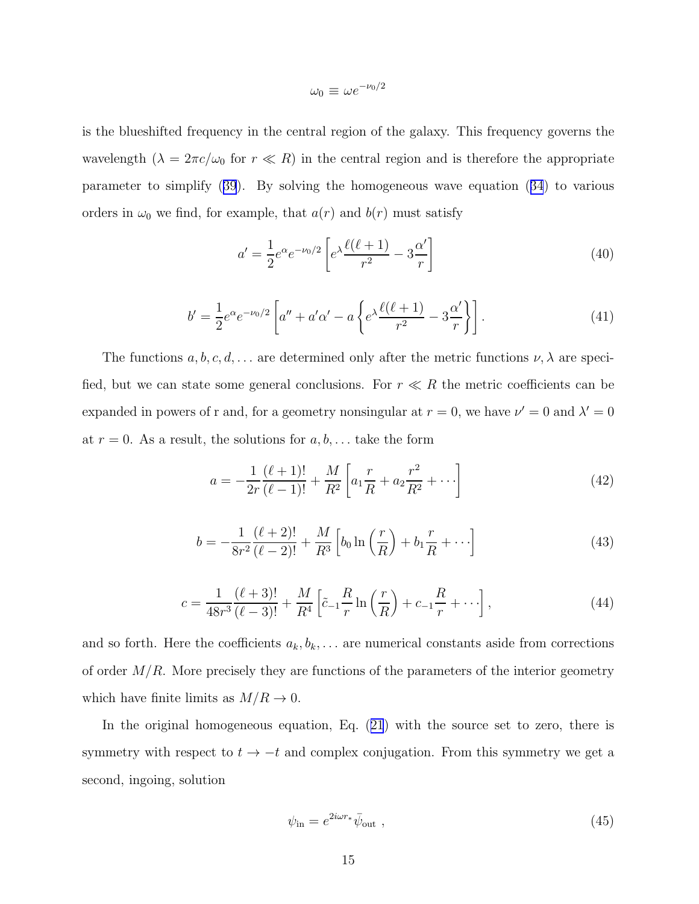$$\omega_0 \equiv \omega e^{-\nu_0/2}$$

is the blueshifted frequency in the central region of the galaxy. This frequency governs the wavelength ($\lambda = 2\pi c/\omega_0$ for $r \ll R$) in the central region and is therefore the appropriate parameter to simplify (39). By solving the homogeneous wave equation (34) to various orders in $\omega_0$ we find, for example, that $a(r)$ and $b(r)$ must satisfy

$$a' = \frac{1}{2} e^{\alpha} e^{-\nu_0/2} \left[ e^{\lambda} \frac{\ell(\ell+1)}{r^2} - 3\frac{\alpha'}{r} \right] \tag{40}$$

$$b' = \frac{1}{2} e^{\alpha} e^{-\nu_0/2} \left[ a'' + a'\alpha' - a \left\{ e^{\lambda} \frac{\ell(\ell+1)}{r^2} - 3\frac{\alpha'}{r} \right\} \right]. \tag{41}$$

The functions $a, b, c, d, \ldots$ are determined only after the metric functions $\nu, \lambda$ are specified, but we can state some general conclusions. For $r \ll R$ the metric coefficients can be expanded in powers of r and, for a geometry nonsingular at $r = 0$, we have $\nu' = 0$ and $\lambda' = 0$ at $r = 0$. As a result, the solutions for $a, b, \ldots$ take the form

$$a = -\frac{1}{2r} \frac{(\ell+1)!}{(\ell-1)!} + \frac{M}{R^2} \left[ a_1 \frac{r}{R} + a_2 \frac{r^2}{R^2} + \cdots \right] \tag{42}$$

$$b = -\frac{1}{8r^2} \frac{(\ell+2)!}{(\ell-2)!} + \frac{M}{R^3} \left[ b_0 \ln\left(\frac{r}{R}\right) + b_1 \frac{r}{R} + \cdots \right] \tag{43}$$

$$c = \frac{1}{48r^3} \frac{(\ell+3)!}{(\ell-3)!} + \frac{M}{R^4} \left[ \tilde{c}_{-1} \frac{R}{r} \ln\left(\frac{r}{R}\right) + c_{-1} \frac{R}{r} + \cdots \right], \tag{44}$$

and so forth. Here the coefficients $a_k, b_k, \ldots$ are numerical constants aside from corrections of order $M/R$. More precisely they are functions of the parameters of the interior geometry which have finite limits as $M/R \to 0$.

In the original homogeneous equation, Eq. (21) with the source set to zero, there is symmetry with respect to $t \to -t$ and complex conjugation. From this symmetry we get a second, ingoing, solution

$$\psi_{\rm in} = e^{2i\omega r_*} \bar{\psi}_{\rm out} \ , \tag{45}$$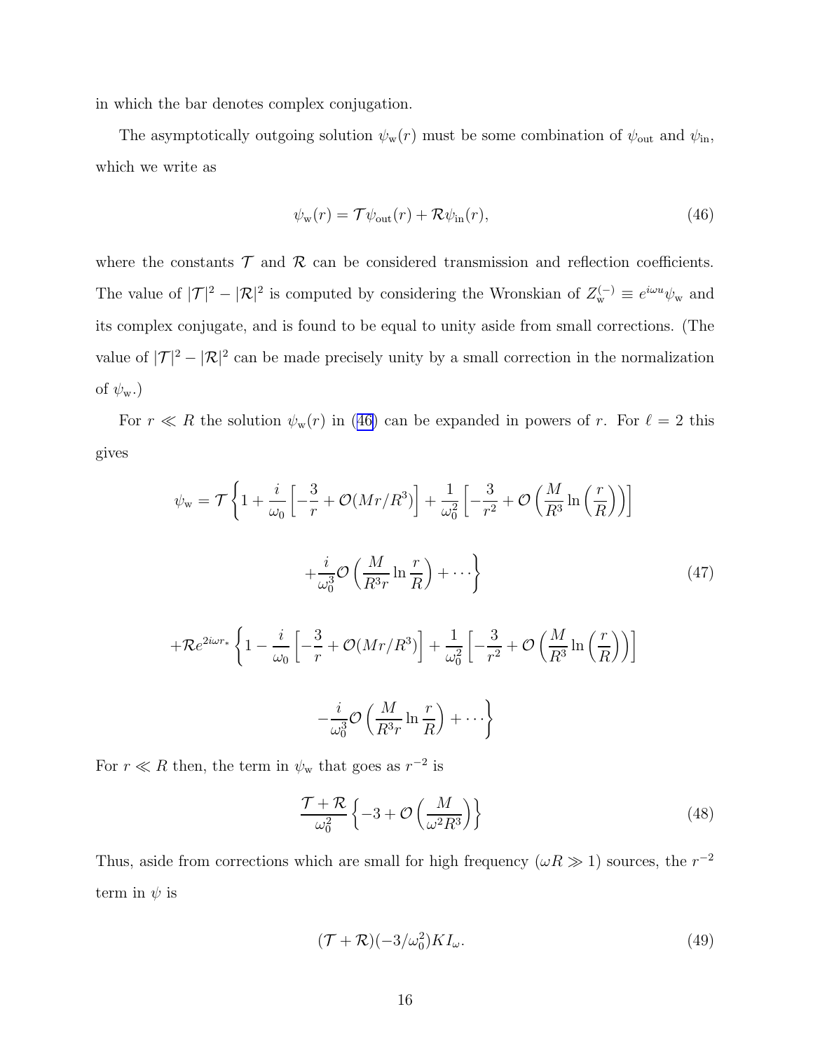in which the bar denotes complex conjugation.

The asymptotically outgoing solution $\psi_{\rm w}(r)$ must be some combination of $\psi_{\rm out}$ and $\psi_{\rm in}$, which we write as

$$\psi_{\rm w}(r) = \mathcal{T}\psi_{\rm out}(r) + \mathcal{R}\psi_{\rm in}(r), \tag{46}$$

where the constants $\mathcal{T}$ and $\mathcal{R}$ can be considered transmission and reflection coefficients. The value of $|\mathcal{T}|^2 - |\mathcal{R}|^2$ is computed by considering the Wronskian of $Z^{(-)}_{\rm w} \equiv e^{i\omega u}\psi_{\rm w}$ and its complex conjugate, and is found to be equal to unity aside from small corrections. (The value of $|\mathcal{T}|^2 - |\mathcal{R}|^2$ can be made precisely unity by a small correction in the normalization of $\psi_{\rm w}$.)

For $r \ll R$ the solution $\psi_{\rm w}(r)$ in (46) can be expanded in powers of $r$. For $\ell = 2$ this gives

$$\psi_{\rm w} = \mathcal{T}\left\{1 + \frac{i}{\omega_0}\left[-\frac{3}{r} + \mathcal{O}(Mr/R^3)\right] + \frac{1}{\omega_0^2}\left[-\frac{3}{r^2} + \mathcal{O}\left(\frac{M}{R^3}\ln\left(\frac{r}{R}\right)\right)\right]\right.$$
$$\left. + \frac{i}{\omega_0^3}\mathcal{O}\left(\frac{M}{R^3 r}\ln\frac{r}{R}\right) + \cdots\right\} \tag{47}$$
$$+\mathcal{R}e^{2i\omega r_*}\left\{1 - \frac{i}{\omega_0}\left[-\frac{3}{r} + \mathcal{O}(Mr/R^3)\right] + \frac{1}{\omega_0^2}\left[-\frac{3}{r^2} + \mathcal{O}\left(\frac{M}{R^3}\ln\left(\frac{r}{R}\right)\right)\right]\right.$$
$$\left. - \frac{i}{\omega_0^3}\mathcal{O}\left(\frac{M}{R^3 r}\ln\frac{r}{R}\right) + \cdots\right\}$$

For $r \ll R$ then, the term in $\psi_{\rm w}$ that goes as $r^{-2}$ is

$$\frac{\mathcal{T}+\mathcal{R}}{\omega_0^2}\left\{-3 + \mathcal{O}\left(\frac{M}{\omega^2 R^3}\right)\right\} \tag{48}$$

Thus, aside from corrections which are small for high frequency ($\omega R \gg 1$) sources, the $r^{-2}$ term in $\psi$ is

$$(\mathcal{T}+\mathcal{R})(-3/\omega_0^2)KI_\omega. \tag{49}$$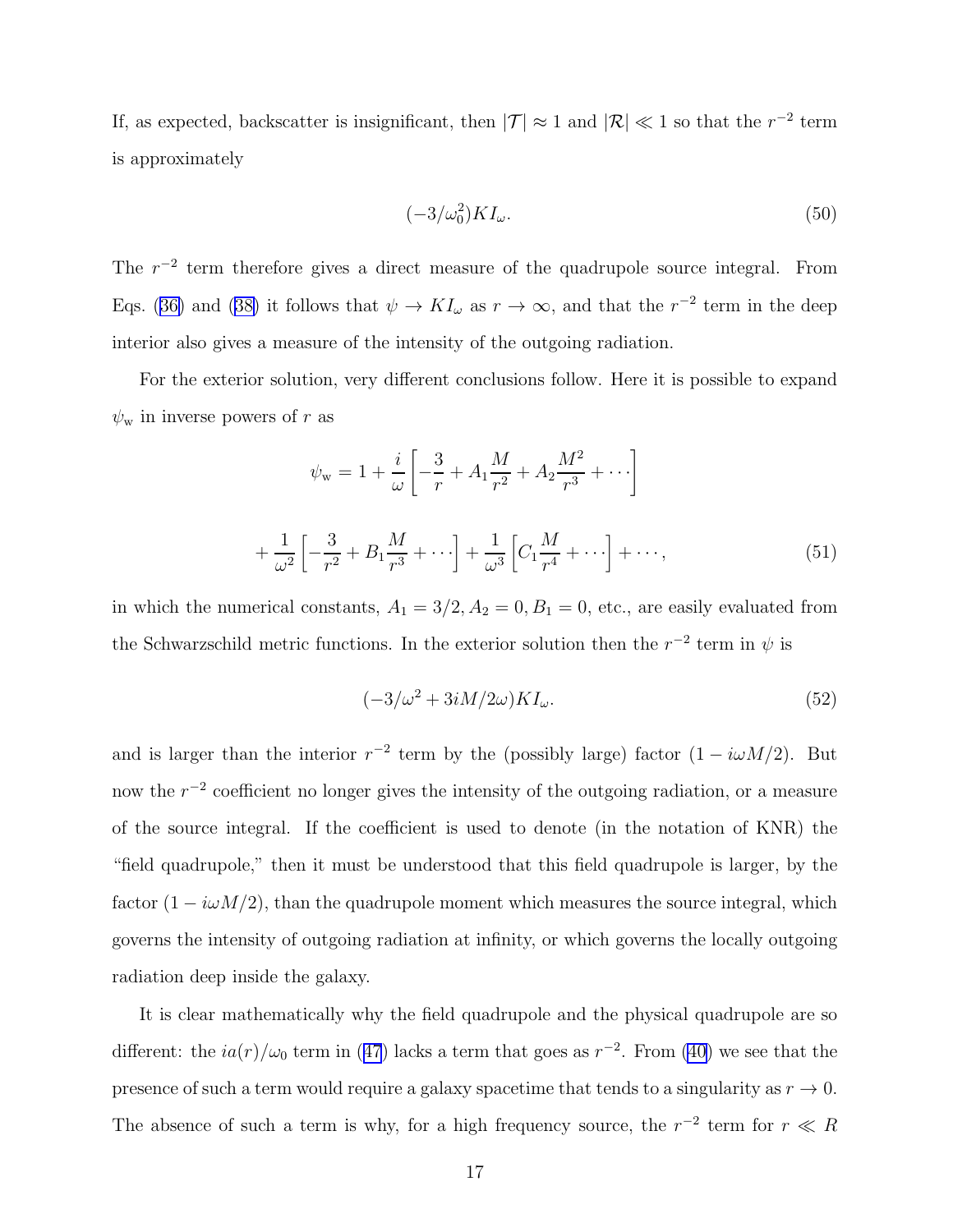If, as expected, backscatter is insignificant, then $|\mathcal{T}| \approx 1$ and $|\mathcal{R}| \ll 1$ so that the $r^{-2}$ term is approximately

$$(-3/\omega_0^2) K I_\omega. \tag{50}$$

The $r^{-2}$ term therefore gives a direct measure of the quadrupole source integral. From Eqs. (36) and (38) it follows that $\psi \to K I_\omega$ as $r \to \infty$, and that the $r^{-2}$ term in the deep interior also gives a measure of the intensity of the outgoing radiation.

For the exterior solution, very different conclusions follow. Here it is possible to expand $\psi_{\rm w}$ in inverse powers of $r$ as

$$\psi_{\rm w} = 1 + \frac{i}{\omega}\left[-\frac{3}{r} + A_1\frac{M}{r^2} + A_2\frac{M^2}{r^3} + \cdots\right]$$

$$+ \frac{1}{\omega^2}\left[-\frac{3}{r^2} + B_1\frac{M}{r^3} + \cdots\right] + \frac{1}{\omega^3}\left[C_1\frac{M}{r^4} + \cdots\right] + \cdots, \tag{51}$$

in which the numerical constants, $A_1 = 3/2, A_2 = 0, B_1 = 0$, etc., are easily evaluated from the Schwarzschild metric functions. In the exterior solution then the $r^{-2}$ term in $\psi$ is

$$(-3/\omega^2 + 3iM/2\omega) K I_\omega. \tag{52}$$

and is larger than the interior $r^{-2}$ term by the (possibly large) factor $(1 - i\omega M/2)$. But now the $r^{-2}$ coefficient no longer gives the intensity of the outgoing radiation, or a measure of the source integral. If the coefficient is used to denote (in the notation of KNR) the "field quadrupole," then it must be understood that this field quadrupole is larger, by the factor $(1 - i\omega M/2)$, than the quadrupole moment which measures the source integral, which governs the intensity of outgoing radiation at infinity, or which governs the locally outgoing radiation deep inside the galaxy.

It is clear mathematically why the field quadrupole and the physical quadrupole are so different: the $ia(r)/\omega_0$ term in (47) lacks a term that goes as $r^{-2}$. From (40) we see that the presence of such a term would require a galaxy spacetime that tends to a singularity as $r \to 0$. The absence of such a term is why, for a high frequency source, the $r^{-2}$ term for $r \ll R$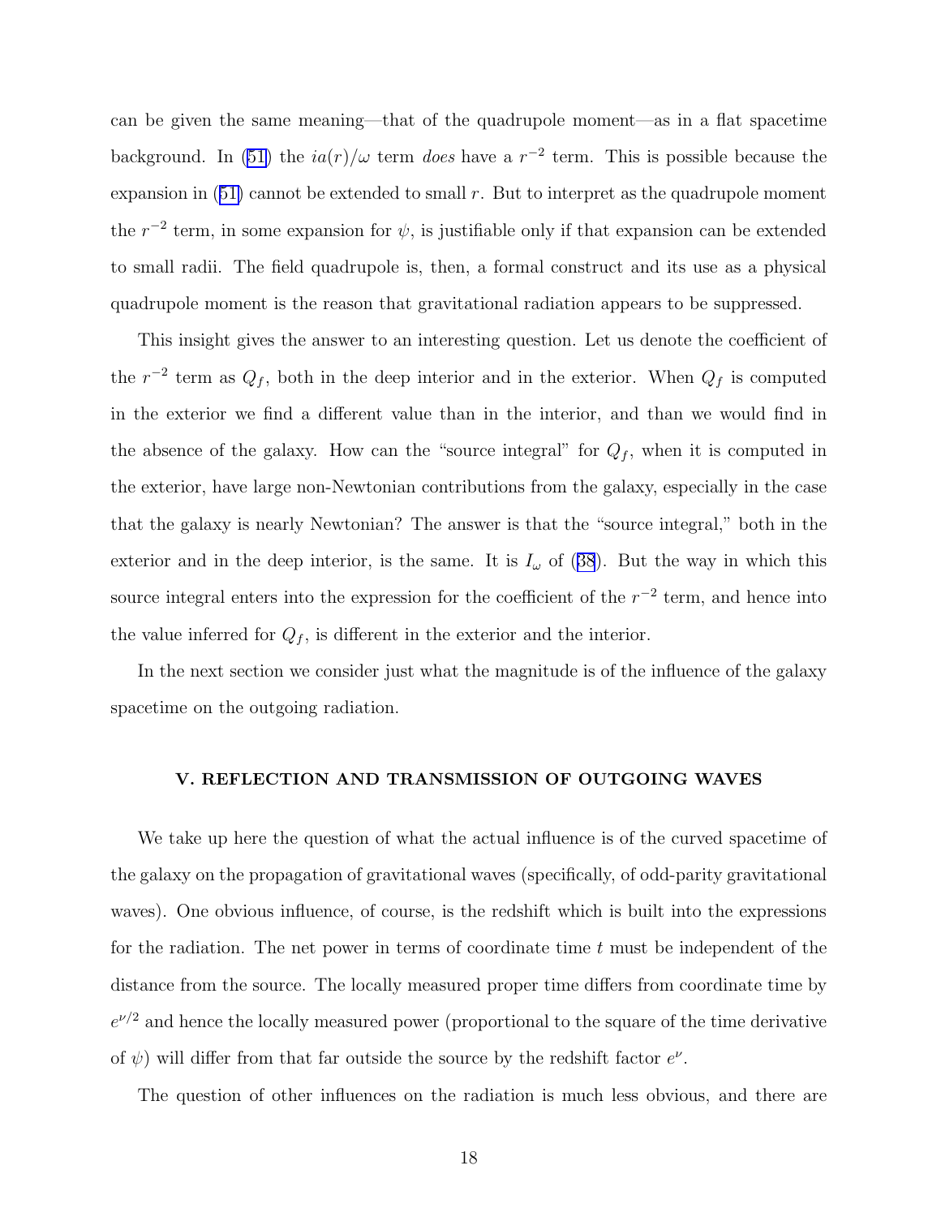can be given the same meaning—that of the quadrupole moment—as in a flat spacetime background. In (51) the $ia(r)/\omega$ term *does* have a $r^{-2}$ term. This is possible because the expansion in (51) cannot be extended to small $r$. But to interpret as the quadrupole moment the $r^{-2}$ term, in some expansion for $\psi$, is justifiable only if that expansion can be extended to small radii. The field quadrupole is, then, a formal construct and its use as a physical quadrupole moment is the reason that gravitational radiation appears to be suppressed.

This insight gives the answer to an interesting question. Let us denote the coefficient of the $r^{-2}$ term as $Q_f$, both in the deep interior and in the exterior. When $Q_f$ is computed in the exterior we find a different value than in the interior, and than we would find in the absence of the galaxy. How can the "source integral" for $Q_f$, when it is computed in the exterior, have large non-Newtonian contributions from the galaxy, especially in the case that the galaxy is nearly Newtonian? The answer is that the "source integral," both in the exterior and in the deep interior, is the same. It is $I_\omega$ of (38). But the way in which this source integral enters into the expression for the coefficient of the $r^{-2}$ term, and hence into the value inferred for $Q_f$, is different in the exterior and the interior.

In the next section we consider just what the magnitude is of the influence of the galaxy spacetime on the outgoing radiation.

## V. REFLECTION AND TRANSMISSION OF OUTGOING WAVES

We take up here the question of what the actual influence is of the curved spacetime of the galaxy on the propagation of gravitational waves (specifically, of odd-parity gravitational waves). One obvious influence, of course, is the redshift which is built into the expressions for the radiation. The net power in terms of coordinate time $t$ must be independent of the distance from the source. The locally measured proper time differs from coordinate time by $e^{\nu/2}$ and hence the locally measured power (proportional to the square of the time derivative of $\psi$) will differ from that far outside the source by the redshift factor $e^{\nu}$.

The question of other influences on the radiation is much less obvious, and there are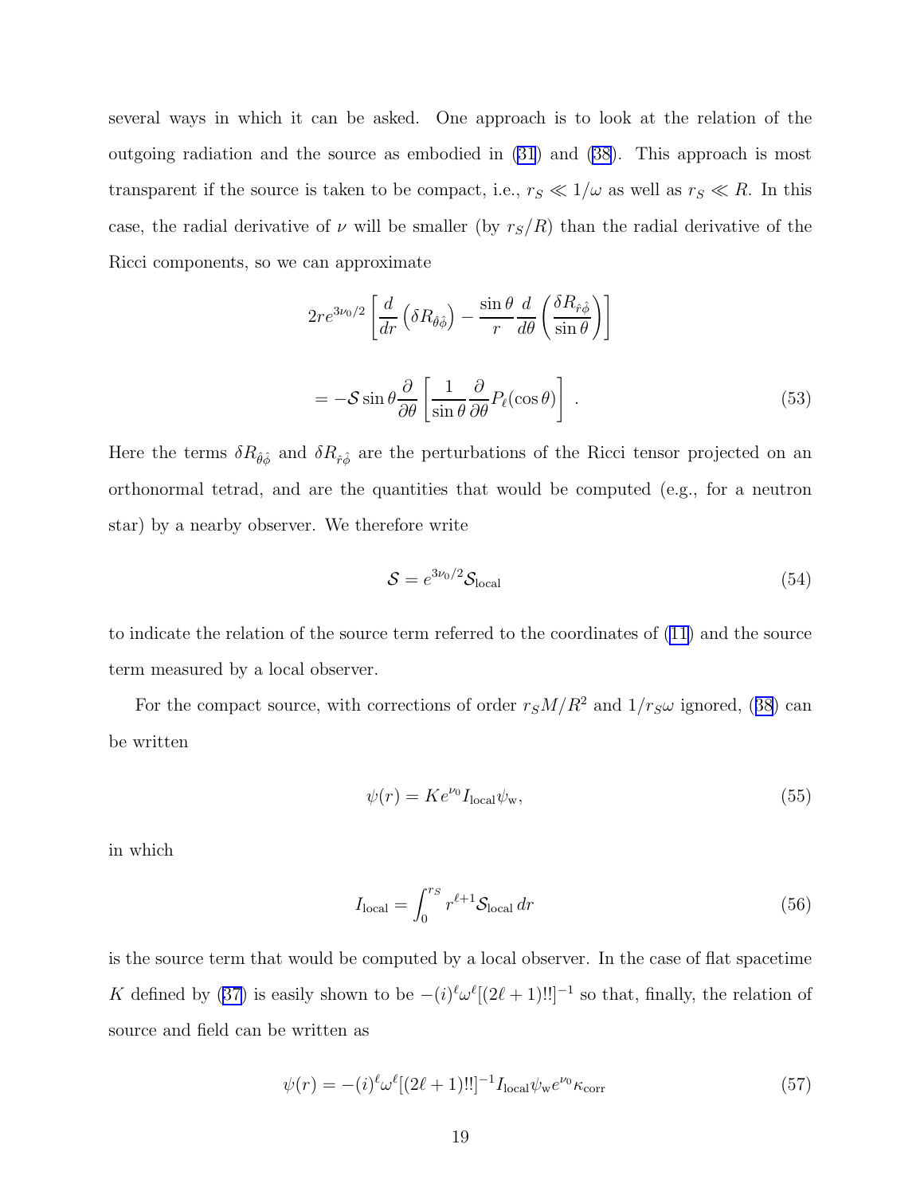several ways in which it can be asked. One approach is to look at the relation of the outgoing radiation and the source as embodied in (31) and (38). This approach is most transparent if the source is taken to be compact, i.e., $r_S \ll 1/\omega$ as well as $r_S \ll R$. In this case, the radial derivative of $\nu$ will be smaller (by $r_S/R$) than the radial derivative of the Ricci components, so we can approximate

$$2re^{3\nu_0/2}\left[\frac{d}{dr}\left(\delta R_{\hat{\theta}\hat{\phi}}\right) - \frac{\sin\theta}{r}\frac{d}{d\theta}\left(\frac{\delta R_{\hat{r}\hat{\phi}}}{\sin\theta}\right)\right]$$

$$= -\mathcal{S}\sin\theta\frac{\partial}{\partial\theta}\left[\frac{1}{\sin\theta}\frac{\partial}{\partial\theta}P_\ell(\cos\theta)\right]\ . \tag{53}$$

Here the terms $\delta R_{\hat{\theta}\hat{\phi}}$ and $\delta R_{\hat{r}\hat{\phi}}$ are the perturbations of the Ricci tensor projected on an orthonormal tetrad, and are the quantities that would be computed (e.g., for a neutron star) by a nearby observer. We therefore write

$$\mathcal{S} = e^{3\nu_0/2}\mathcal{S}_{\rm local} \tag{54}$$

to indicate the relation of the source term referred to the coordinates of (11) and the source term measured by a local observer.

For the compact source, with corrections of order $r_S M/R^2$ and $1/r_S\omega$ ignored, (38) can be written

$$\psi(r) = Ke^{\nu_0}I_{\rm local}\psi_{\rm w}, \tag{55}$$

in which

$$I_{\rm local} = \int_0^{r_S} r^{\ell+1}\mathcal{S}_{\rm local}\,dr \tag{56}$$

is the source term that would be computed by a local observer. In the case of flat spacetime $K$ defined by (37) is easily shown to be $-(i)^\ell\omega^\ell[(2\ell+1)!!]^{-1}$ so that, finally, the relation of source and field can be written as

$$\psi(r) = -(i)^\ell\omega^\ell[(2\ell+1)!!]^{-1}I_{\rm local}\psi_{\rm w}e^{\nu_0}\kappa_{\rm corr} \tag{57}$$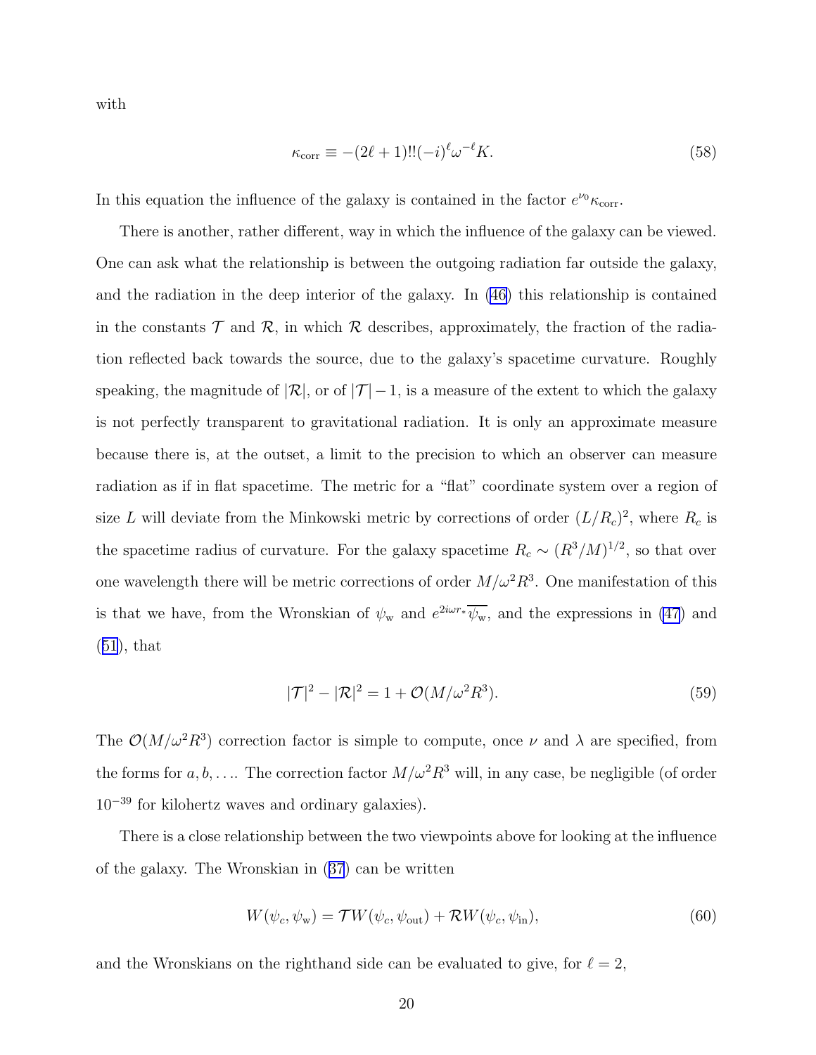with

$$\kappa_{\rm corr} \equiv -(2\ell+1)!!(-i)^\ell \omega^{-\ell} K. \tag{58}$$

In this equation the influence of the galaxy is contained in the factor $e^{\nu_0}\kappa_{\rm corr}$.

There is another, rather different, way in which the influence of the galaxy can be viewed. One can ask what the relationship is between the outgoing radiation far outside the galaxy, and the radiation in the deep interior of the galaxy. In (46) this relationship is contained in the constants $\mathcal{T}$ and $\mathcal{R}$, in which $\mathcal{R}$ describes, approximately, the fraction of the radiation reflected back towards the source, due to the galaxy's spacetime curvature. Roughly speaking, the magnitude of $|\mathcal{R}|$, or of $|\mathcal{T}|-1$, is a measure of the extent to which the galaxy is not perfectly transparent to gravitational radiation. It is only an approximate measure because there is, at the outset, a limit to the precision to which an observer can measure radiation as if in flat spacetime. The metric for a "flat" coordinate system over a region of size $L$ will deviate from the Minkowski metric by corrections of order $(L/R_c)^2$, where $R_c$ is the spacetime radius of curvature. For the galaxy spacetime $R_c \sim (R^3/M)^{1/2}$, so that over one wavelength there will be metric corrections of order $M/\omega^2R^3$. One manifestation of this is that we have, from the Wronskian of $\psi_{\rm w}$ and $e^{2i\omega r_*}\overline{\psi_{\rm w}}$, and the expressions in (47) and (51), that

$$|\mathcal{T}|^2 - |\mathcal{R}|^2 = 1 + \mathcal{O}(M/\omega^2R^3). \tag{59}$$

The $\mathcal{O}(M/\omega^2R^3)$ correction factor is simple to compute, once $\nu$ and $\lambda$ are specified, from the forms for $a, b, \ldots$. The correction factor $M/\omega^2R^3$ will, in any case, be negligible (of order $10^{-39}$ for kilohertz waves and ordinary galaxies).

There is a close relationship between the two viewpoints above for looking at the influence of the galaxy. The Wronskian in (37) can be written

$$W(\psi_c, \psi_{\rm w}) = \mathcal{T} W(\psi_c, \psi_{\rm out}) + \mathcal{R} W(\psi_c, \psi_{\rm in}), \tag{60}$$

and the Wronskians on the righthand side can be evaluated to give, for $\ell = 2$,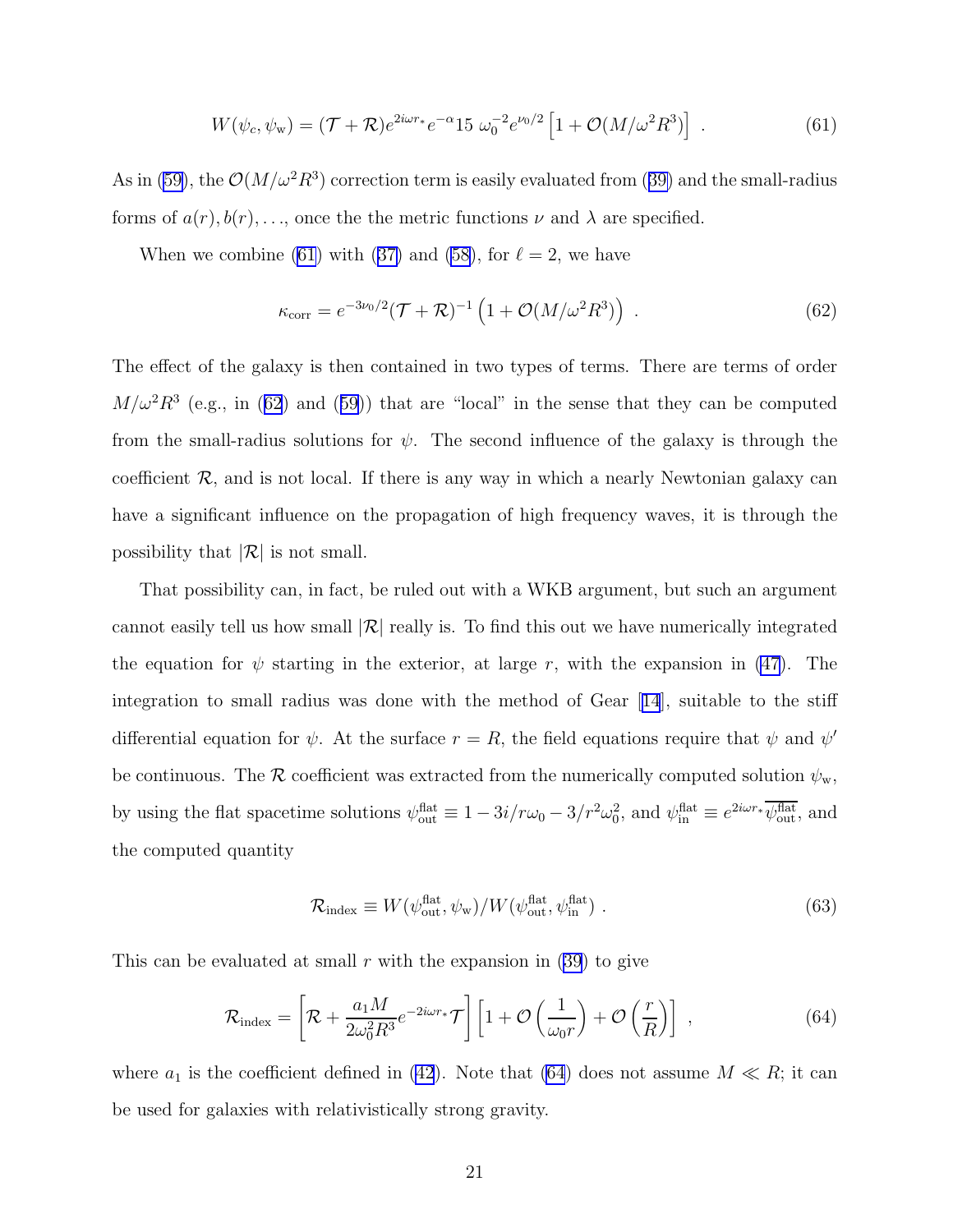$$W(\psi_c, \psi_{\rm w}) = (\mathcal{T} + \mathcal{R})e^{2i\omega r_*}e^{-\alpha}15\ \omega_0^{-2}e^{\nu_0/2}\left[1 + \mathcal{O}(M/\omega^2R^3)\right]\ . \tag{61}$$

As in (59), the $\mathcal{O}(M/\omega^2R^3)$ correction term is easily evaluated from (39) and the small-radius forms of $a(r), b(r), \ldots$, once the the metric functions $\nu$ and $\lambda$ are specified.

When we combine (61) with (37) and (58), for $\ell = 2$, we have

$$\kappa_{\rm corr} = e^{-3\nu_0/2}(\mathcal{T} + \mathcal{R})^{-1}\left(1 + \mathcal{O}(M/\omega^2R^3)\right)\ . \tag{62}$$

The effect of the galaxy is then contained in two types of terms. There are terms of order $M/\omega^2R^3$ (e.g., in (62) and (59)) that are "local" in the sense that they can be computed from the small-radius solutions for $\psi$. The second influence of the galaxy is through the coefficient $\mathcal{R}$, and is not local. If there is any way in which a nearly Newtonian galaxy can have a significant influence on the propagation of high frequency waves, it is through the possibility that $|\mathcal{R}|$ is not small.

That possibility can, in fact, be ruled out with a WKB argument, but such an argument cannot easily tell us how small $|\mathcal{R}|$ really is. To find this out we have numerically integrated the equation for $\psi$ starting in the exterior, at large $r$, with the expansion in (47). The integration to small radius was done with the method of Gear [14], suitable to the stiff differential equation for $\psi$. At the surface $r = R$, the field equations require that $\psi$ and $\psi'$ be continuous. The $\mathcal{R}$ coefficient was extracted from the numerically computed solution $\psi_{\rm w}$, by using the flat spacetime solutions $\psi_{\rm out}^{\rm flat} \equiv 1 - 3i/r\omega_0 - 3/r^2\omega_0^2$, and $\psi_{\rm in}^{\rm flat} \equiv e^{2i\omega r_*}\overline{\psi_{\rm out}^{\rm flat}}$, and the computed quantity

$$\mathcal{R}_{\rm index} \equiv W(\psi_{\rm out}^{\rm flat}, \psi_{\rm w})/W(\psi_{\rm out}^{\rm flat}, \psi_{\rm in}^{\rm flat})\ . \tag{63}$$

This can be evaluated at small $r$ with the expansion in (39) to give

$$\mathcal{R}_{\rm index} = \left[\mathcal{R} + \frac{a_1 M}{2\omega_0^2R^3}e^{-2i\omega r_*}\mathcal{T}\right]\left[1 + \mathcal{O}\left(\frac{1}{\omega_0 r}\right) + \mathcal{O}\left(\frac{r}{R}\right)\right]\ , \tag{64}$$

where $a_1$ is the coefficient defined in (42). Note that (64) does not assume $M \ll R$; it can be used for galaxies with relativistically strong gravity.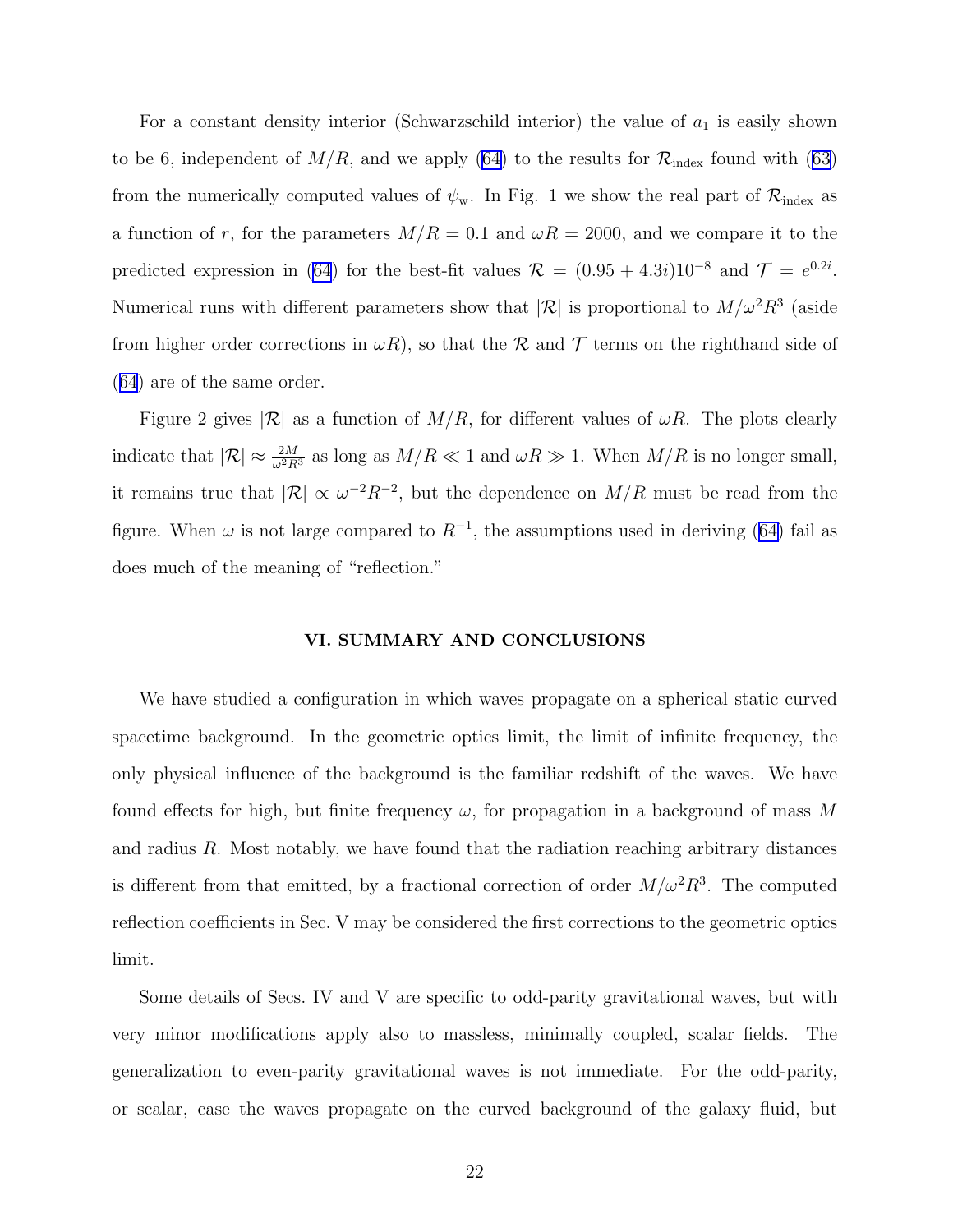For a constant density interior (Schwarzschild interior) the value of $a_1$ is easily shown to be 6, independent of $M/R$, and we apply (64) to the results for $\mathcal{R}_{\rm index}$ found with (63) from the numerically computed values of $\psi_{\rm w}$. In Fig. 1 we show the real part of $\mathcal{R}_{\rm index}$ as a function of $r$, for the parameters $M/R = 0.1$ and $\omega R = 2000$, and we compare it to the predicted expression in (64) for the best-fit values $\mathcal{R} = (0.95 + 4.3i)10^{-8}$ and $\mathcal{T} = e^{0.2i}$. Numerical runs with different parameters show that $|\mathcal{R}|$ is proportional to $M/\omega^2 R^3$ (aside from higher order corrections in $\omega R$), so that the $\mathcal{R}$ and $\mathcal{T}$ terms on the righthand side of (64) are of the same order.

Figure 2 gives $|\mathcal{R}|$ as a function of $M/R$, for different values of $\omega R$. The plots clearly indicate that $|\mathcal{R}| \approx \frac{2M}{\omega^2 R^3}$ as long as $M/R \ll 1$ and $\omega R \gg 1$. When $M/R$ is no longer small, it remains true that $|\mathcal{R}| \propto \omega^{-2} R^{-2}$, but the dependence on $M/R$ must be read from the figure. When $\omega$ is not large compared to $R^{-1}$, the assumptions used in deriving (64) fail as does much of the meaning of "reflection."

## VI. SUMMARY AND CONCLUSIONS

We have studied a configuration in which waves propagate on a spherical static curved spacetime background. In the geometric optics limit, the limit of infinite frequency, the only physical influence of the background is the familiar redshift of the waves. We have found effects for high, but finite frequency $\omega$, for propagation in a background of mass $M$ and radius $R$. Most notably, we have found that the radiation reaching arbitrary distances is different from that emitted, by a fractional correction of order $M/\omega^2 R^3$. The computed reflection coefficients in Sec. V may be considered the first corrections to the geometric optics limit.

Some details of Secs. IV and V are specific to odd-parity gravitational waves, but with very minor modifications apply also to massless, minimally coupled, scalar fields. The generalization to even-parity gravitational waves is not immediate. For the odd-parity, or scalar, case the waves propagate on the curved background of the galaxy fluid, but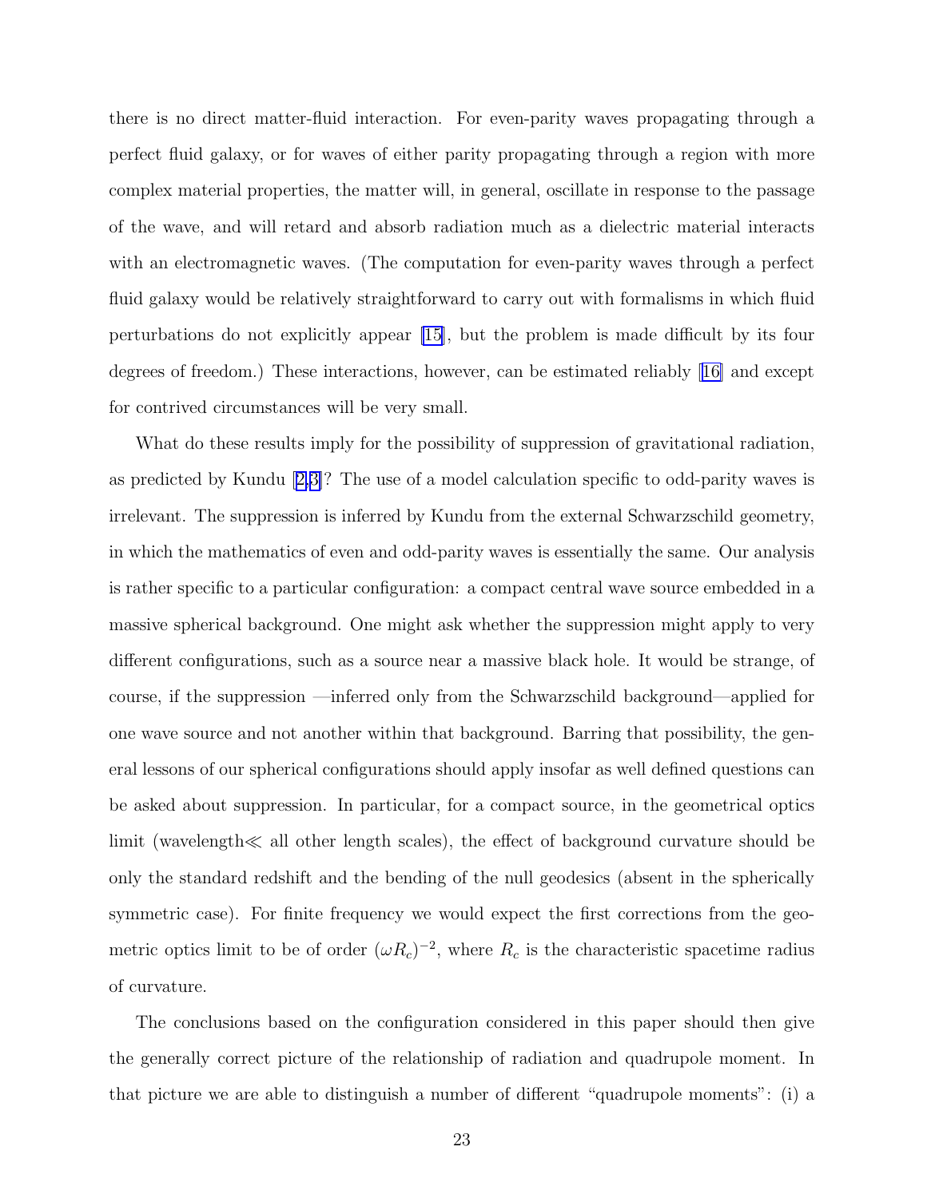there is no direct matter-fluid interaction. For even-parity waves propagating through a perfect fluid galaxy, or for waves of either parity propagating through a region with more complex material properties, the matter will, in general, oscillate in response to the passage of the wave, and will retard and absorb radiation much as a dielectric material interacts with an electromagnetic waves. (The computation for even-parity waves through a perfect fluid galaxy would be relatively straightforward to carry out with formalisms in which fluid perturbations do not explicitly appear [15], but the problem is made difficult by its four degrees of freedom.) These interactions, however, can be estimated reliably [16] and except for contrived circumstances will be very small.

What do these results imply for the possibility of suppression of gravitational radiation, as predicted by Kundu [2,3]? The use of a model calculation specific to odd-parity waves is irrelevant. The suppression is inferred by Kundu from the external Schwarzschild geometry, in which the mathematics of even and odd-parity waves is essentially the same. Our analysis is rather specific to a particular configuration: a compact central wave source embedded in a massive spherical background. One might ask whether the suppression might apply to very different configurations, such as a source near a massive black hole. It would be strange, of course, if the suppression —inferred only from the Schwarzschild background—applied for one wave source and not another within that background. Barring that possibility, the general lessons of our spherical configurations should apply insofar as well defined questions can be asked about suppression. In particular, for a compact source, in the geometrical optics limit (wavelength$\ll$ all other length scales), the effect of background curvature should be only the standard redshift and the bending of the null geodesics (absent in the spherically symmetric case). For finite frequency we would expect the first corrections from the geometric optics limit to be of order $(\omega R_c)^{-2}$, where $R_c$ is the characteristic spacetime radius of curvature.

The conclusions based on the configuration considered in this paper should then give the generally correct picture of the relationship of radiation and quadrupole moment. In that picture we are able to distinguish a number of different "quadrupole moments": (i) a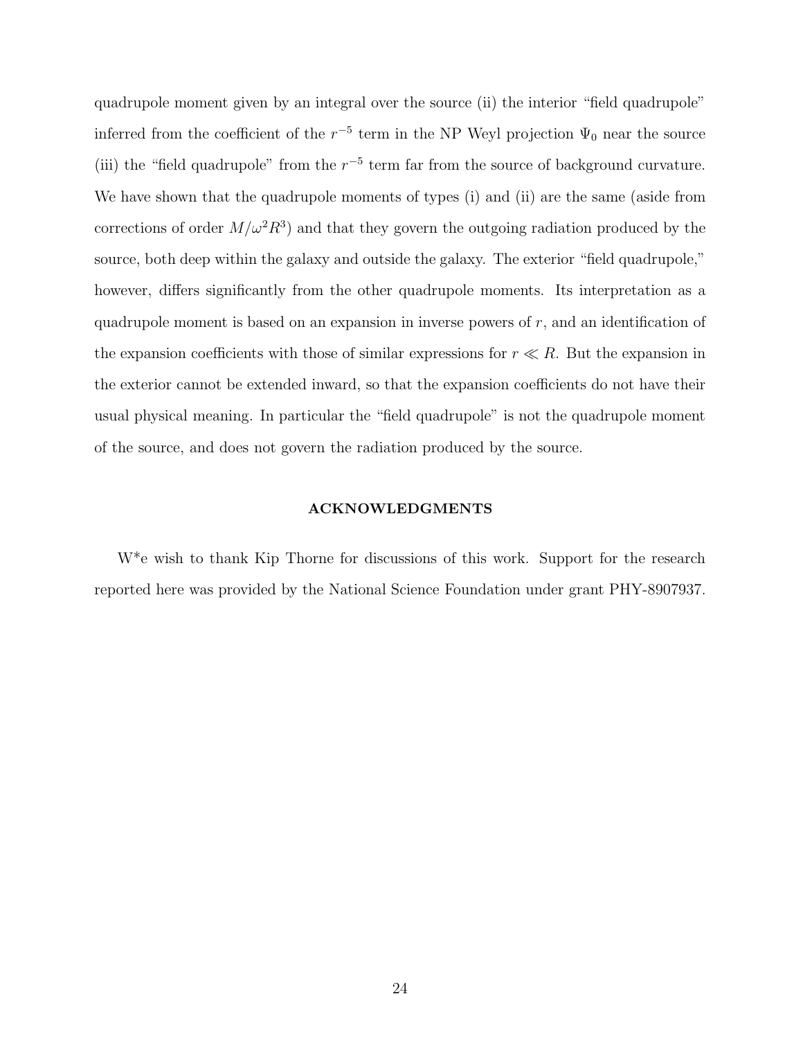quadrupole moment given by an integral over the source (ii) the interior "field quadrupole" inferred from the coefficient of the $r^{-5}$ term in the NP Weyl projection $\Psi_0$ near the source (iii) the "field quadrupole" from the $r^{-5}$ term far from the source of background curvature. We have shown that the quadrupole moments of types (i) and (ii) are the same (aside from corrections of order $M/\omega^2 R^3$) and that they govern the outgoing radiation produced by the source, both deep within the galaxy and outside the galaxy. The exterior "field quadrupole," however, differs significantly from the other quadrupole moments. Its interpretation as a quadrupole moment is based on an expansion in inverse powers of $r$, and an identification of the expansion coefficients with those of similar expressions for $r \ll R$. But the expansion in the exterior cannot be extended inward, so that the expansion coefficients do not have their usual physical meaning. In particular the "field quadrupole" is not the quadrupole moment of the source, and does not govern the radiation produced by the source.

## ACKNOWLEDGMENTS

W*e wish to thank Kip Thorne for discussions of this work. Support for the research reported here was provided by the National Science Foundation under grant PHY-8907937.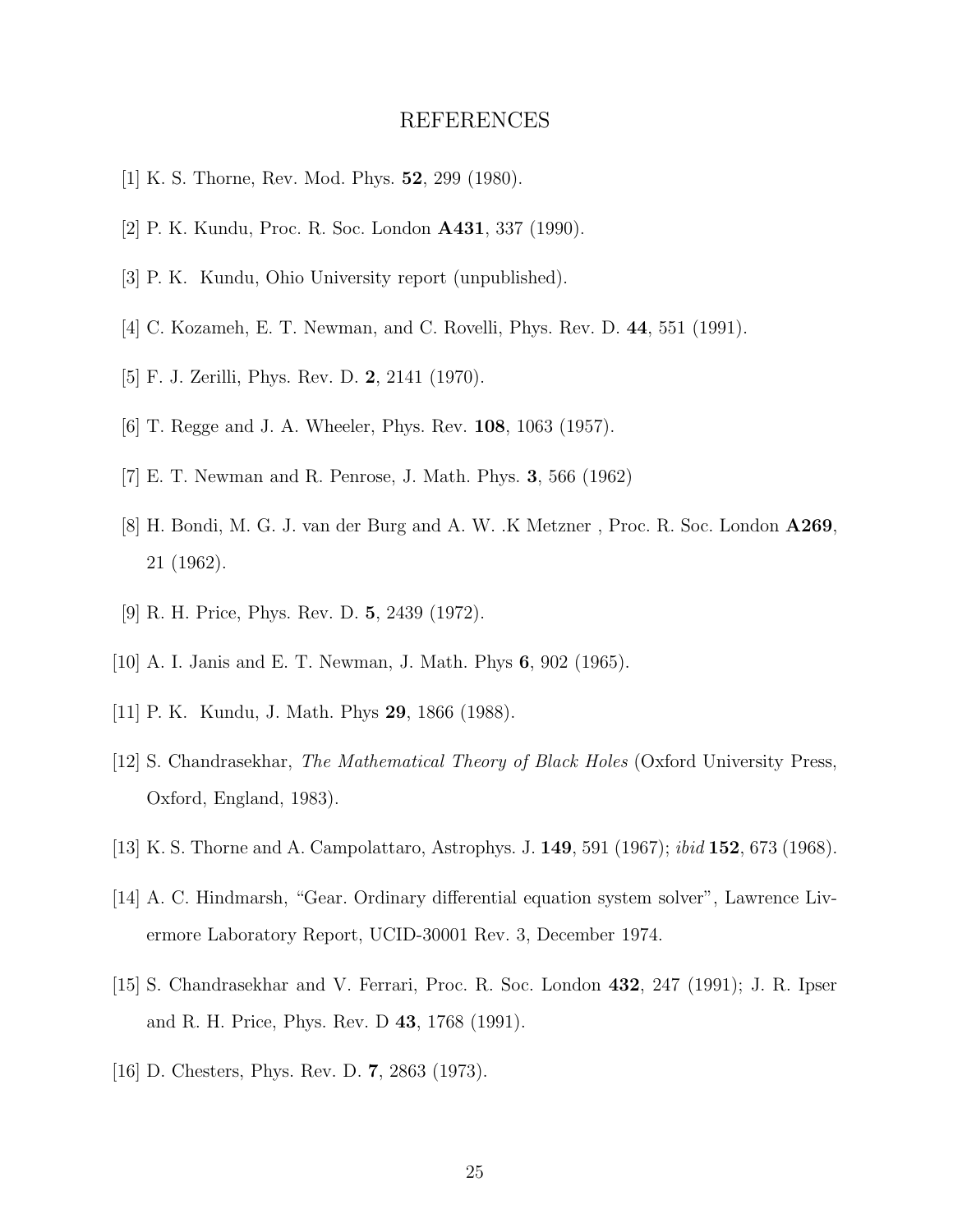# REFERENCES

[1] K. S. Thorne, Rev. Mod. Phys. **52**, 299 (1980).

[2] P. K. Kundu, Proc. R. Soc. London **A431**, 337 (1990).

[3] P. K. Kundu, Ohio University report (unpublished).

[4] C. Kozameh, E. T. Newman, and C. Rovelli, Phys. Rev. D. **44**, 551 (1991).

[5] F. J. Zerilli, Phys. Rev. D. **2**, 2141 (1970).

[6] T. Regge and J. A. Wheeler, Phys. Rev. **108**, 1063 (1957).

[7] E. T. Newman and R. Penrose, J. Math. Phys. **3**, 566 (1962)

[8] H. Bondi, M. G. J. van der Burg and A. W. .K Metzner , Proc. R. Soc. London **A269**, 21 (1962).

[9] R. H. Price, Phys. Rev. D. **5**, 2439 (1972).

[10] A. I. Janis and E. T. Newman, J. Math. Phys **6**, 902 (1965).

[11] P. K. Kundu, J. Math. Phys **29**, 1866 (1988).

[12] S. Chandrasekhar, *The Mathematical Theory of Black Holes* (Oxford University Press, Oxford, England, 1983).

[13] K. S. Thorne and A. Campolattaro, Astrophys. J. **149**, 591 (1967); *ibid* **152**, 673 (1968).

[14] A. C. Hindmarsh, "Gear. Ordinary differential equation system solver", Lawrence Livermore Laboratory Report, UCID-30001 Rev. 3, December 1974.

[15] S. Chandrasekhar and V. Ferrari, Proc. R. Soc. London **432**, 247 (1991); J. R. Ipser and R. H. Price, Phys. Rev. D **43**, 1768 (1991).

[16] D. Chesters, Phys. Rev. D. **7**, 2863 (1973).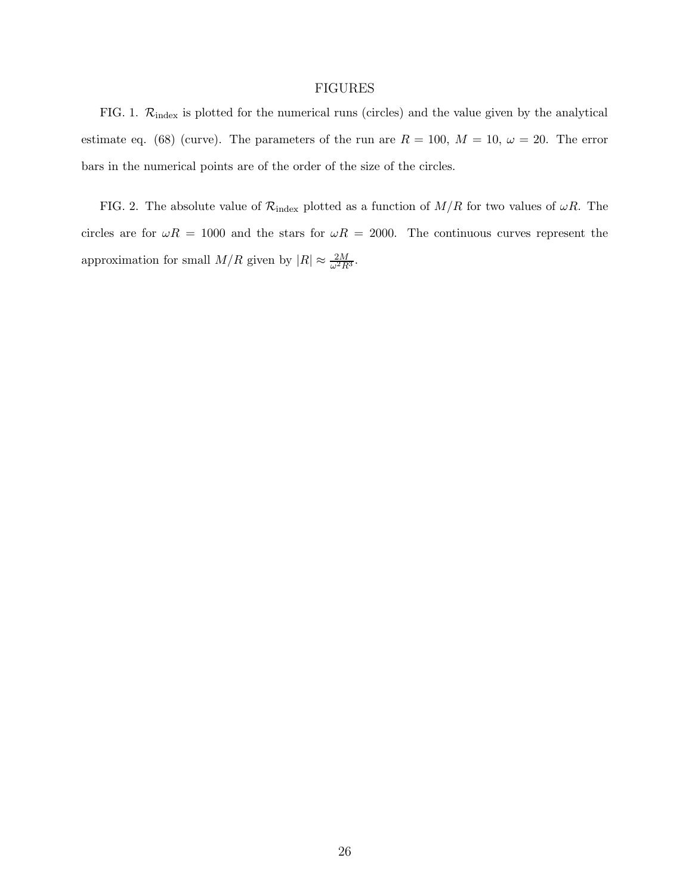## FIGURES

FIG. 1. $\mathcal{R}_{\text{index}}$ is plotted for the numerical runs (circles) and the value given by the analytical estimate eq. (68) (curve). The parameters of the run are $R = 100$, $M = 10$, $\omega = 20$. The error bars in the numerical points are of the order of the size of the circles.

FIG. 2. The absolute value of $\mathcal{R}_{\text{index}}$ plotted as a function of $M/R$ for two values of $\omega R$. The circles are for $\omega R = 1000$ and the stars for $\omega R = 2000$. The continuous curves represent the approximation for small $M/R$ given by $|R| \approx \frac{2M}{\omega^2 R^3}$.